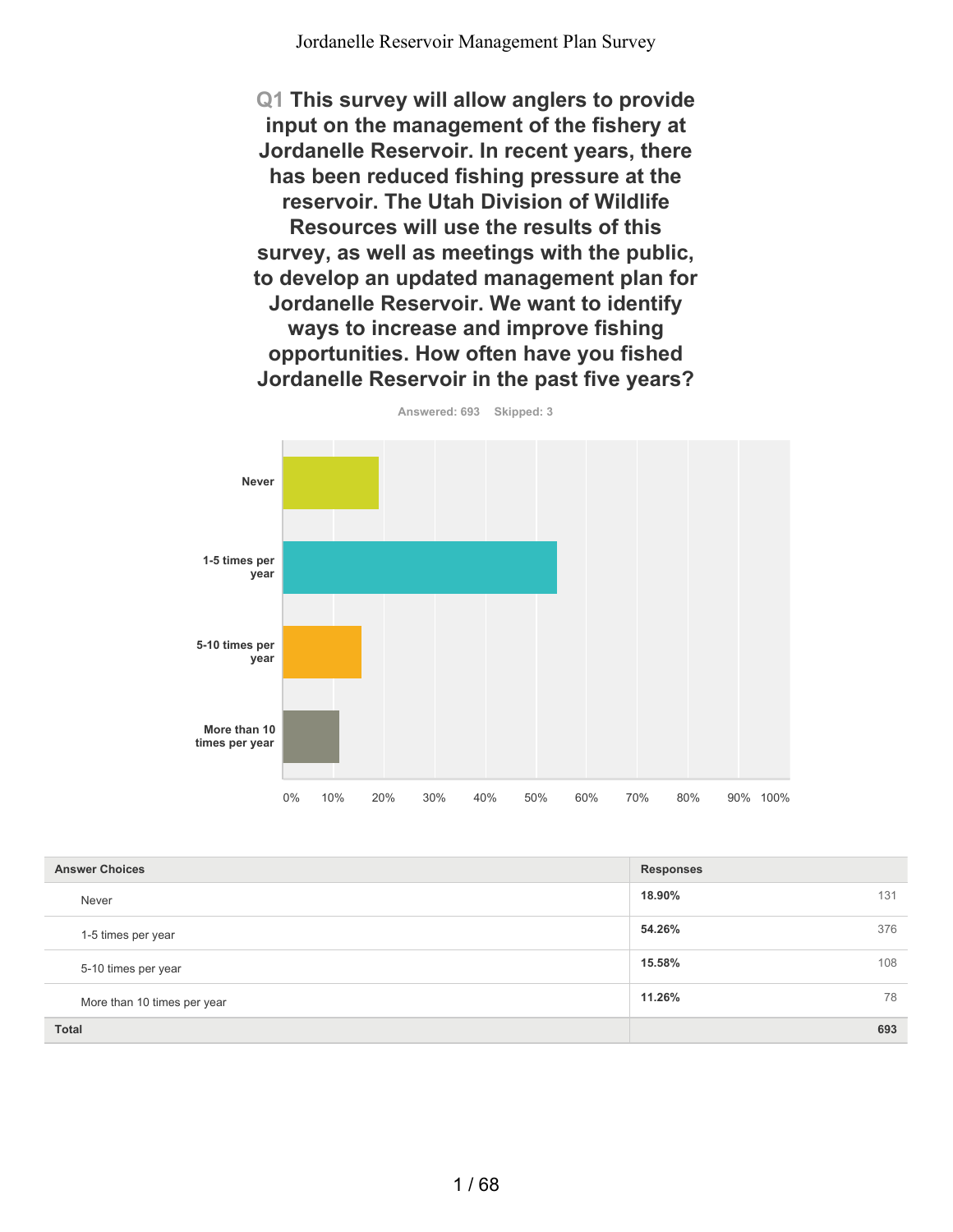# Jordanelle Reservoir Management Plan Survey

## Q1 This survey will allow anglers to provide input on the management of the fishery at Jordanelle Reservoir. In recent years, there has been reduced fishing pressure at the reservoir. The Utah Division of Wildlife Resources will use the results of this survey, as well as meetings with the public, to develop an updated management plan for Jordanelle Reservoir. We want to identify ways to increase and improve fishing opportunities. How often have you fished Jordanelle Reservoir in the past five years?

Answered: 693 Skipped: 3

| Answer Choices | Responses | |
|---|---|---|
| Never | 18.90% | 131 |
| 1-5 times per year | 54.26% | 376 |
| 5-10 times per year | 15.58% | 108 |
| More than 10 times per year | 11.26% | 78 |
| **Total** | | **693** |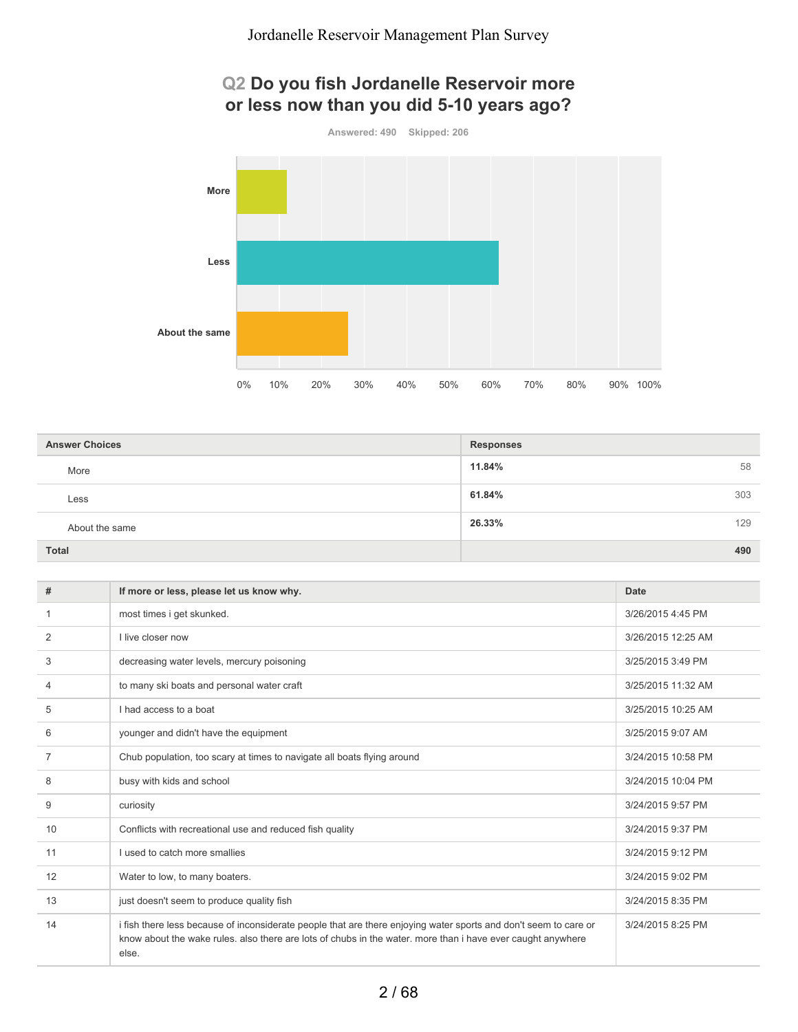## Q2 Do you fish Jordanelle Reservoir more or less now than you did 5-10 years ago?

Answered: 490 Skipped: 206

| Answer Choices | Responses | |
|---|---|---|
| More | 11.84% | 58 |
| Less | 61.84% | 303 |
| About the same | 26.33% | 129 |
| **Total** | | **490** |

| # | If more or less, please let us know why. | Date |
|---|---|---|
| 1 | most times i get skunked. | 3/26/2015 4:45 PM |
| 2 | I live closer now | 3/26/2015 12:25 AM |
| 3 | decreasing water levels, mercury poisoning | 3/25/2015 3:49 PM |
| 4 | to many ski boats and personal water craft | 3/25/2015 11:32 AM |
| 5 | I had access to a boat | 3/25/2015 10:25 AM |
| 6 | younger and didn't have the equipment | 3/25/2015 9:07 AM |
| 7 | Chub population, too scary at times to navigate all boats flying around | 3/24/2015 10:58 PM |
| 8 | busy with kids and school | 3/24/2015 10:04 PM |
| 9 | curiosity | 3/24/2015 9:57 PM |
| 10 | Conflicts with recreational use and reduced fish quality | 3/24/2015 9:37 PM |
| 11 | I used to catch more smallies | 3/24/2015 9:12 PM |
| 12 | Water to low, to many boaters. | 3/24/2015 9:02 PM |
| 13 | just doesn't seem to produce quality fish | 3/24/2015 8:35 PM |
| 14 | i fish there less because of inconsiderate people that are there enjoying water sports and don't seem to care or know about the wake rules. also there are lots of chubs in the water. more than i have ever caught anywhere else. | 3/24/2015 8:25 PM |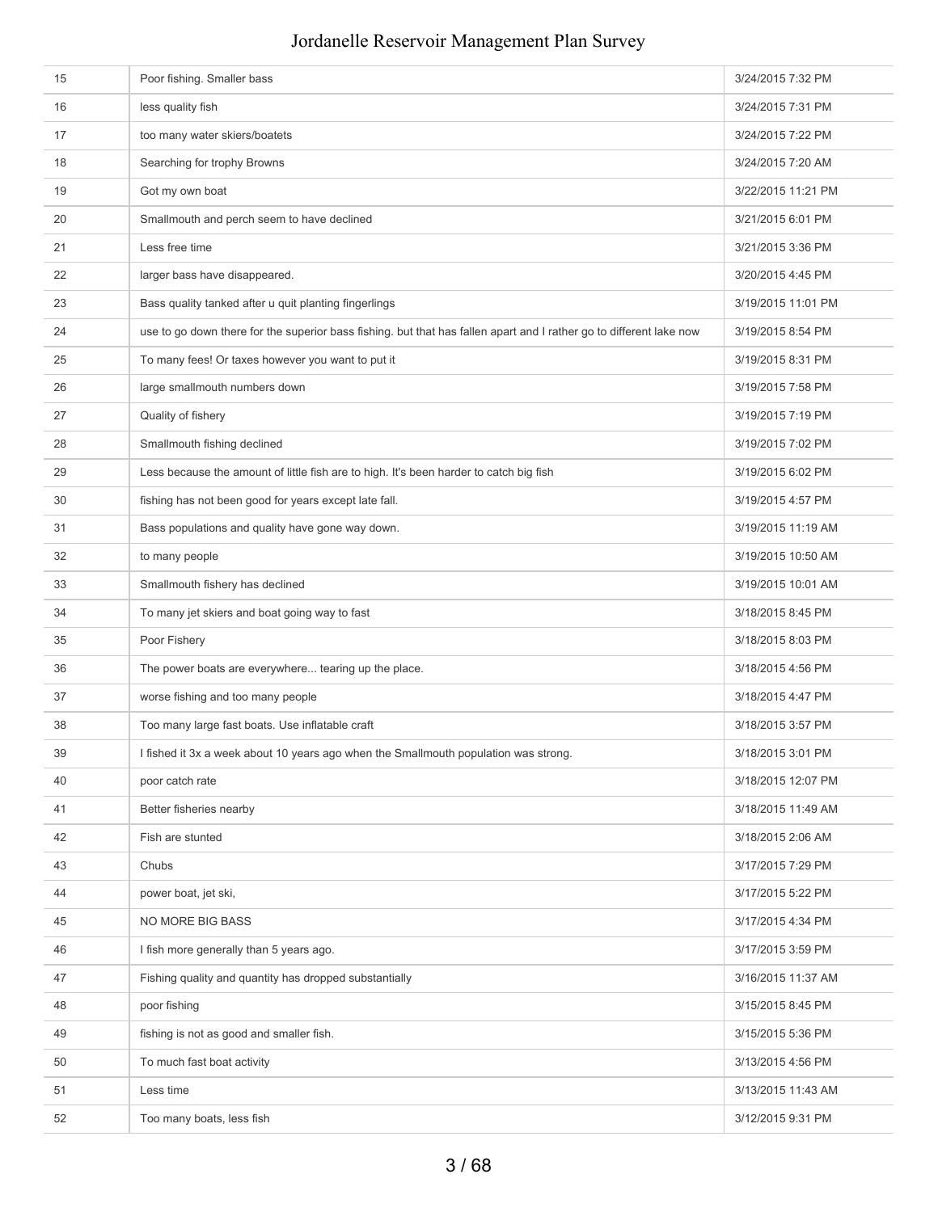| | | |
|---|---|---|
| 15 | Poor fishing. Smaller bass | 3/24/2015 7:32 PM |
| 16 | less quality fish | 3/24/2015 7:31 PM |
| 17 | too many water skiers/boatets | 3/24/2015 7:22 PM |
| 18 | Searching for trophy Browns | 3/24/2015 7:20 AM |
| 19 | Got my own boat | 3/22/2015 11:21 PM |
| 20 | Smallmouth and perch seem to have declined | 3/21/2015 6:01 PM |
| 21 | Less free time | 3/21/2015 3:36 PM |
| 22 | larger bass have disappeared. | 3/20/2015 4:45 PM |
| 23 | Bass quality tanked after u quit planting fingerlings | 3/19/2015 11:01 PM |
| 24 | use to go down there for the superior bass fishing. but that has fallen apart and I rather go to different lake now | 3/19/2015 8:54 PM |
| 25 | To many fees! Or taxes however you want to put it | 3/19/2015 8:31 PM |
| 26 | large smallmouth numbers down | 3/19/2015 7:58 PM |
| 27 | Quality of fishery | 3/19/2015 7:19 PM |
| 28 | Smallmouth fishing declined | 3/19/2015 7:02 PM |
| 29 | Less because the amount of little fish are to high. It's been harder to catch big fish | 3/19/2015 6:02 PM |
| 30 | fishing has not been good for years except late fall. | 3/19/2015 4:57 PM |
| 31 | Bass populations and quality have gone way down. | 3/19/2015 11:19 AM |
| 32 | to many people | 3/19/2015 10:50 AM |
| 33 | Smallmouth fishery has declined | 3/19/2015 10:01 AM |
| 34 | To many jet skiers and boat going way to fast | 3/18/2015 8:45 PM |
| 35 | Poor Fishery | 3/18/2015 8:03 PM |
| 36 | The power boats are everywhere... tearing up the place. | 3/18/2015 4:56 PM |
| 37 | worse fishing and too many people | 3/18/2015 4:47 PM |
| 38 | Too many large fast boats. Use inflatable craft | 3/18/2015 3:57 PM |
| 39 | I fished it 3x a week about 10 years ago when the Smallmouth population was strong. | 3/18/2015 3:01 PM |
| 40 | poor catch rate | 3/18/2015 12:07 PM |
| 41 | Better fisheries nearby | 3/18/2015 11:49 AM |
| 42 | Fish are stunted | 3/18/2015 2:06 AM |
| 43 | Chubs | 3/17/2015 7:29 PM |
| 44 | power boat, jet ski, | 3/17/2015 5:22 PM |
| 45 | NO MORE BIG BASS | 3/17/2015 4:34 PM |
| 46 | I fish more generally than 5 years ago. | 3/17/2015 3:59 PM |
| 47 | Fishing quality and quantity has dropped substantially | 3/16/2015 11:37 AM |
| 48 | poor fishing | 3/15/2015 8:45 PM |
| 49 | fishing is not as good and smaller fish. | 3/15/2015 5:36 PM |
| 50 | To much fast boat activity | 3/13/2015 4:56 PM |
| 51 | Less time | 3/13/2015 11:43 AM |
| 52 | Too many boats, less fish | 3/12/2015 9:31 PM |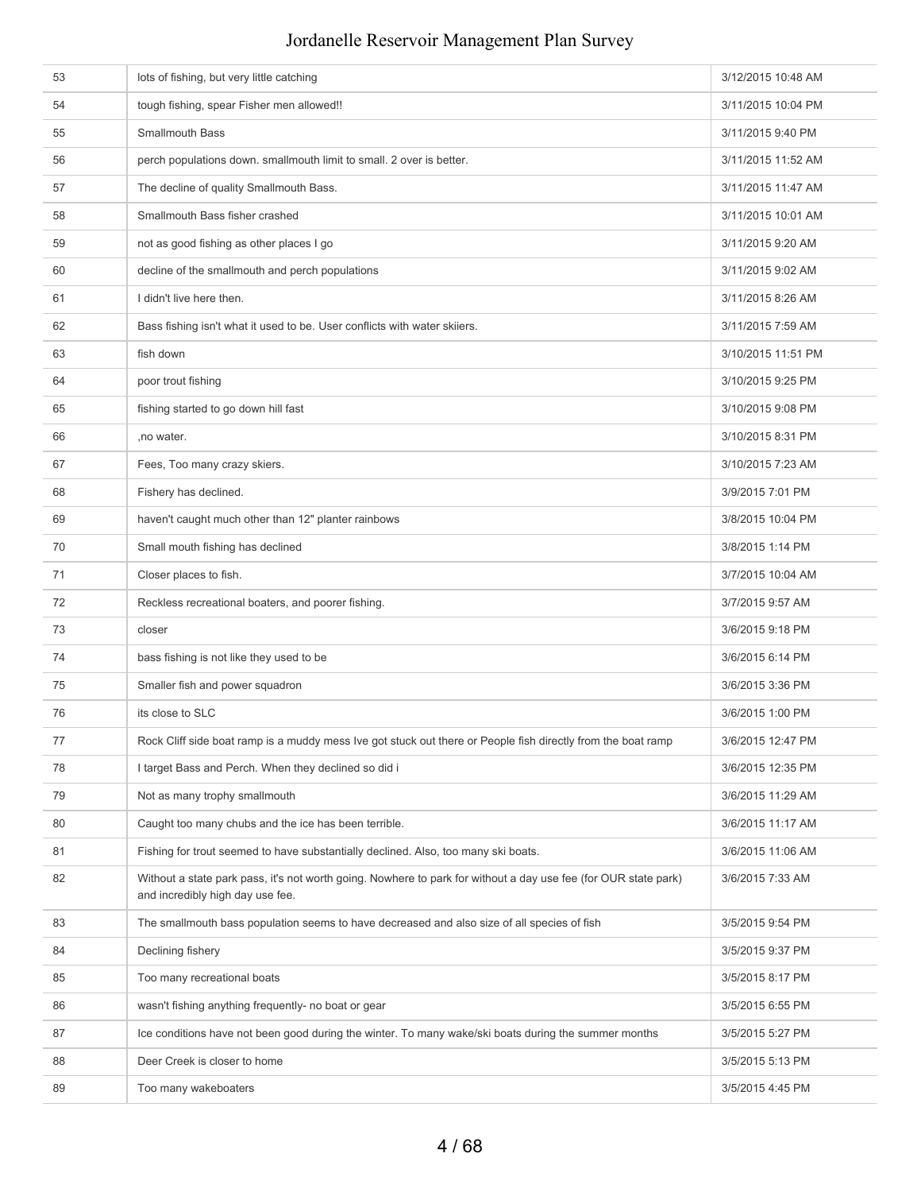| | | |
|---|---|---|
| 53 | lots of fishing, but very little catching | 3/12/2015 10:48 AM |
| 54 | tough fishing, spear Fisher men allowed!! | 3/11/2015 10:04 PM |
| 55 | Smallmouth Bass | 3/11/2015 9:40 PM |
| 56 | perch populations down. smallmouth limit to small. 2 over is better. | 3/11/2015 11:52 AM |
| 57 | The decline of quality Smallmouth Bass. | 3/11/2015 11:47 AM |
| 58 | Smallmouth Bass fisher crashed | 3/11/2015 10:01 AM |
| 59 | not as good fishing as other places I go | 3/11/2015 9:20 AM |
| 60 | decline of the smallmouth and perch populations | 3/11/2015 9:02 AM |
| 61 | I didn't live here then. | 3/11/2015 8:26 AM |
| 62 | Bass fishing isn't what it used to be. User conflicts with water skiiers. | 3/11/2015 7:59 AM |
| 63 | fish down | 3/10/2015 11:51 PM |
| 64 | poor trout fishing | 3/10/2015 9:25 PM |
| 65 | fishing started to go down hill fast | 3/10/2015 9:08 PM |
| 66 | ,no water. | 3/10/2015 8:31 PM |
| 67 | Fees, Too many crazy skiers. | 3/10/2015 7:23 AM |
| 68 | Fishery has declined. | 3/9/2015 7:01 PM |
| 69 | haven't caught much other than 12" planter rainbows | 3/8/2015 10:04 PM |
| 70 | Small mouth fishing has declined | 3/8/2015 1:14 PM |
| 71 | Closer places to fish. | 3/7/2015 10:04 AM |
| 72 | Reckless recreational boaters, and poorer fishing. | 3/7/2015 9:57 AM |
| 73 | closer | 3/6/2015 9:18 PM |
| 74 | bass fishing is not like they used to be | 3/6/2015 6:14 PM |
| 75 | Smaller fish and power squadron | 3/6/2015 3:36 PM |
| 76 | its close to SLC | 3/6/2015 1:00 PM |
| 77 | Rock Cliff side boat ramp is a muddy mess Ive got stuck out there or People fish directly from the boat ramp | 3/6/2015 12:47 PM |
| 78 | I target Bass and Perch. When they declined so did i | 3/6/2015 12:35 PM |
| 79 | Not as many trophy smallmouth | 3/6/2015 11:29 AM |
| 80 | Caught too many chubs and the ice has been terrible. | 3/6/2015 11:17 AM |
| 81 | Fishing for trout seemed to have substantially declined. Also, too many ski boats. | 3/6/2015 11:06 AM |
| 82 | Without a state park pass, it's not worth going. Nowhere to park for without a day use fee (for OUR state park) and incredibly high day use fee. | 3/6/2015 7:33 AM |
| 83 | The smallmouth bass population seems to have decreased and also size of all species of fish | 3/5/2015 9:54 PM |
| 84 | Declining fishery | 3/5/2015 9:37 PM |
| 85 | Too many recreational boats | 3/5/2015 8:17 PM |
| 86 | wasn't fishing anything frequently- no boat or gear | 3/5/2015 6:55 PM |
| 87 | Ice conditions have not been good during the winter. To many wake/ski boats during the summer months | 3/5/2015 5:27 PM |
| 88 | Deer Creek is closer to home | 3/5/2015 5:13 PM |
| 89 | Too many wakeboaters | 3/5/2015 4:45 PM |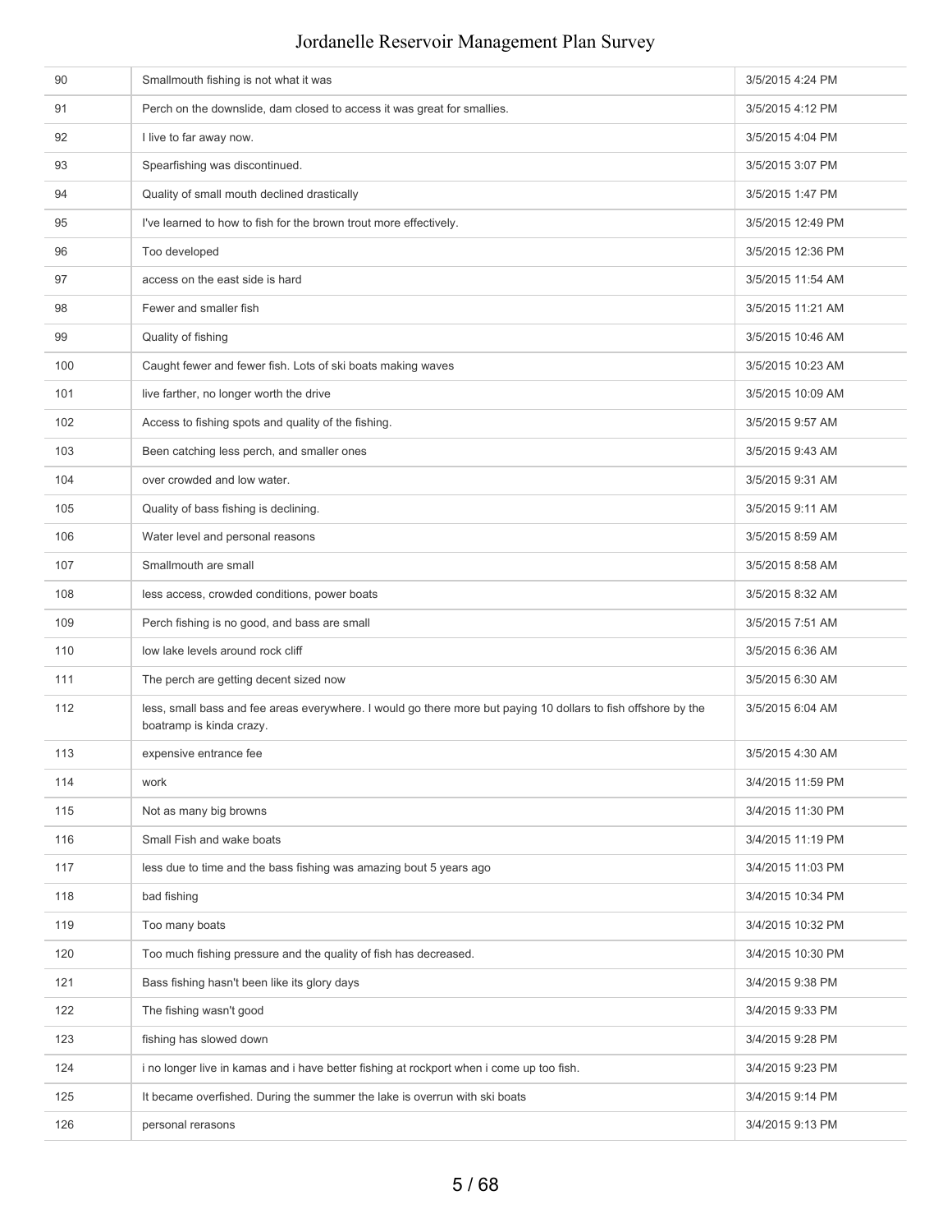| | | |
|---|---|---|
| 90 | Smallmouth fishing is not what it was | 3/5/2015 4:24 PM |
| 91 | Perch on the downslide, dam closed to access it was great for smallies. | 3/5/2015 4:12 PM |
| 92 | I live to far away now. | 3/5/2015 4:04 PM |
| 93 | Spearfishing was discontinued. | 3/5/2015 3:07 PM |
| 94 | Quality of small mouth declined drastically | 3/5/2015 1:47 PM |
| 95 | I've learned to how to fish for the brown trout more effectively. | 3/5/2015 12:49 PM |
| 96 | Too developed | 3/5/2015 12:36 PM |
| 97 | access on the east side is hard | 3/5/2015 11:54 AM |
| 98 | Fewer and smaller fish | 3/5/2015 11:21 AM |
| 99 | Quality of fishing | 3/5/2015 10:46 AM |
| 100 | Caught fewer and fewer fish. Lots of ski boats making waves | 3/5/2015 10:23 AM |
| 101 | live farther, no longer worth the drive | 3/5/2015 10:09 AM |
| 102 | Access to fishing spots and quality of the fishing. | 3/5/2015 9:57 AM |
| 103 | Been catching less perch, and smaller ones | 3/5/2015 9:43 AM |
| 104 | over crowded and low water. | 3/5/2015 9:31 AM |
| 105 | Quality of bass fishing is declining. | 3/5/2015 9:11 AM |
| 106 | Water level and personal reasons | 3/5/2015 8:59 AM |
| 107 | Smallmouth are small | 3/5/2015 8:58 AM |
| 108 | less access, crowded conditions, power boats | 3/5/2015 8:32 AM |
| 109 | Perch fishing is no good, and bass are small | 3/5/2015 7:51 AM |
| 110 | low lake levels around rock cliff | 3/5/2015 6:36 AM |
| 111 | The perch are getting decent sized now | 3/5/2015 6:30 AM |
| 112 | less, small bass and fee areas everywhere. I would go there more but paying 10 dollars to fish offshore by the boatramp is kinda crazy. | 3/5/2015 6:04 AM |
| 113 | expensive entrance fee | 3/5/2015 4:30 AM |
| 114 | work | 3/4/2015 11:59 PM |
| 115 | Not as many big browns | 3/4/2015 11:30 PM |
| 116 | Small Fish and wake boats | 3/4/2015 11:19 PM |
| 117 | less due to time and the bass fishing was amazing bout 5 years ago | 3/4/2015 11:03 PM |
| 118 | bad fishing | 3/4/2015 10:34 PM |
| 119 | Too many boats | 3/4/2015 10:32 PM |
| 120 | Too much fishing pressure and the quality of fish has decreased. | 3/4/2015 10:30 PM |
| 121 | Bass fishing hasn't been like its glory days | 3/4/2015 9:38 PM |
| 122 | The fishing wasn't good | 3/4/2015 9:33 PM |
| 123 | fishing has slowed down | 3/4/2015 9:28 PM |
| 124 | i no longer live in kamas and i have better fishing at rockport when i come up too fish. | 3/4/2015 9:23 PM |
| 125 | It became overfished. During the summer the lake is overrun with ski boats | 3/4/2015 9:14 PM |
| 126 | personal rerasons | 3/4/2015 9:13 PM |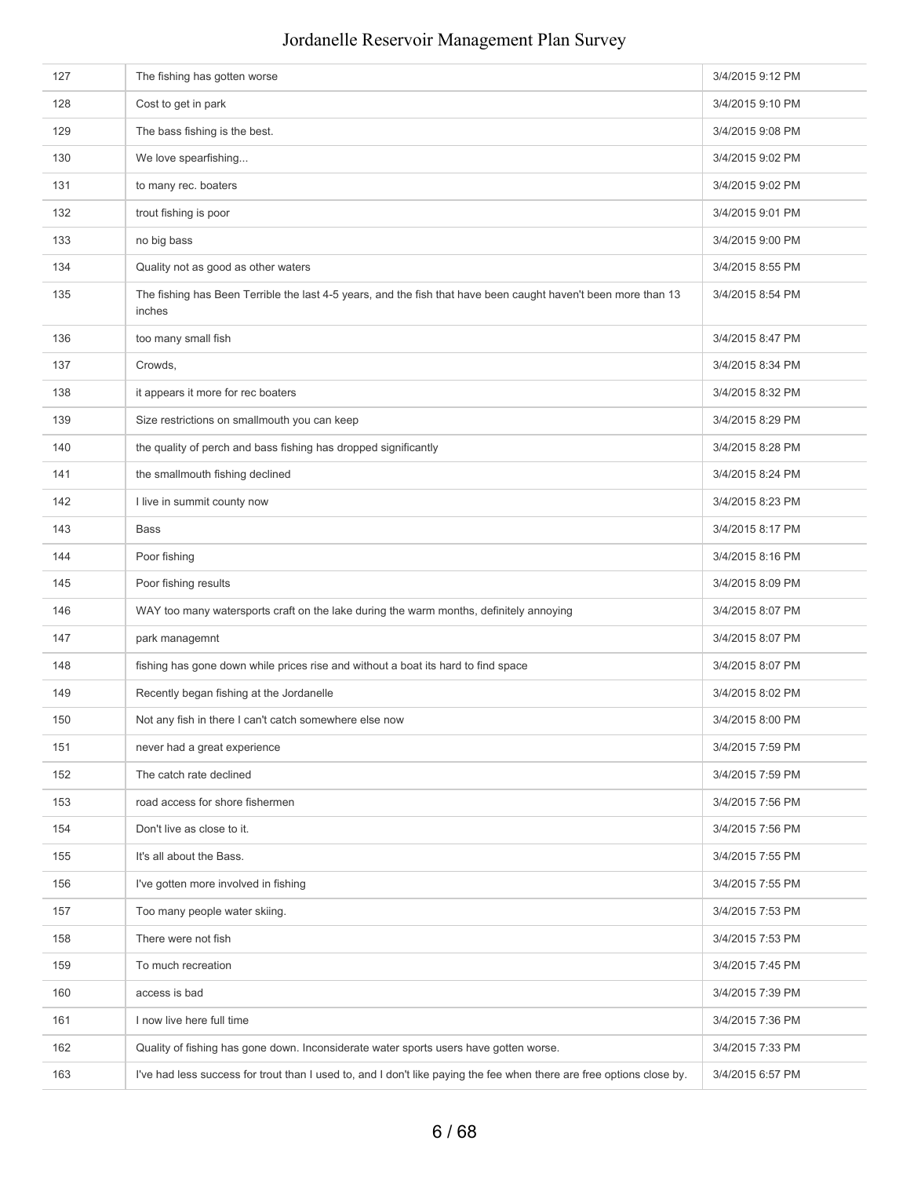| | | |
|---|---|---|
| 127 | The fishing has gotten worse | 3/4/2015 9:12 PM |
| 128 | Cost to get in park | 3/4/2015 9:10 PM |
| 129 | The bass fishing is the best. | 3/4/2015 9:08 PM |
| 130 | We love spearfishing... | 3/4/2015 9:02 PM |
| 131 | to many rec. boaters | 3/4/2015 9:02 PM |
| 132 | trout fishing is poor | 3/4/2015 9:01 PM |
| 133 | no big bass | 3/4/2015 9:00 PM |
| 134 | Quality not as good as other waters | 3/4/2015 8:55 PM |
| 135 | The fishing has Been Terrible the last 4-5 years, and the fish that have been caught haven't been more than 13 inches | 3/4/2015 8:54 PM |
| 136 | too many small fish | 3/4/2015 8:47 PM |
| 137 | Crowds, | 3/4/2015 8:34 PM |
| 138 | it appears it more for rec boaters | 3/4/2015 8:32 PM |
| 139 | Size restrictions on smallmouth you can keep | 3/4/2015 8:29 PM |
| 140 | the quality of perch and bass fishing has dropped significantly | 3/4/2015 8:28 PM |
| 141 | the smallmouth fishing declined | 3/4/2015 8:24 PM |
| 142 | I live in summit county now | 3/4/2015 8:23 PM |
| 143 | Bass | 3/4/2015 8:17 PM |
| 144 | Poor fishing | 3/4/2015 8:16 PM |
| 145 | Poor fishing results | 3/4/2015 8:09 PM |
| 146 | WAY too many watersports craft on the lake during the warm months, definitely annoying | 3/4/2015 8:07 PM |
| 147 | park managemnt | 3/4/2015 8:07 PM |
| 148 | fishing has gone down while prices rise and without a boat its hard to find space | 3/4/2015 8:07 PM |
| 149 | Recently began fishing at the Jordanelle | 3/4/2015 8:02 PM |
| 150 | Not any fish in there I can't catch somewhere else now | 3/4/2015 8:00 PM |
| 151 | never had a great experience | 3/4/2015 7:59 PM |
| 152 | The catch rate declined | 3/4/2015 7:59 PM |
| 153 | road access for shore fishermen | 3/4/2015 7:56 PM |
| 154 | Don't live as close to it. | 3/4/2015 7:56 PM |
| 155 | It's all about the Bass. | 3/4/2015 7:55 PM |
| 156 | I've gotten more involved in fishing | 3/4/2015 7:55 PM |
| 157 | Too many people water skiing. | 3/4/2015 7:53 PM |
| 158 | There were not fish | 3/4/2015 7:53 PM |
| 159 | To much recreation | 3/4/2015 7:45 PM |
| 160 | access is bad | 3/4/2015 7:39 PM |
| 161 | I now live here full time | 3/4/2015 7:36 PM |
| 162 | Quality of fishing has gone down. Inconsiderate water sports users have gotten worse. | 3/4/2015 7:33 PM |
| 163 | I've had less success for trout than I used to, and I don't like paying the fee when there are free options close by. | 3/4/2015 6:57 PM |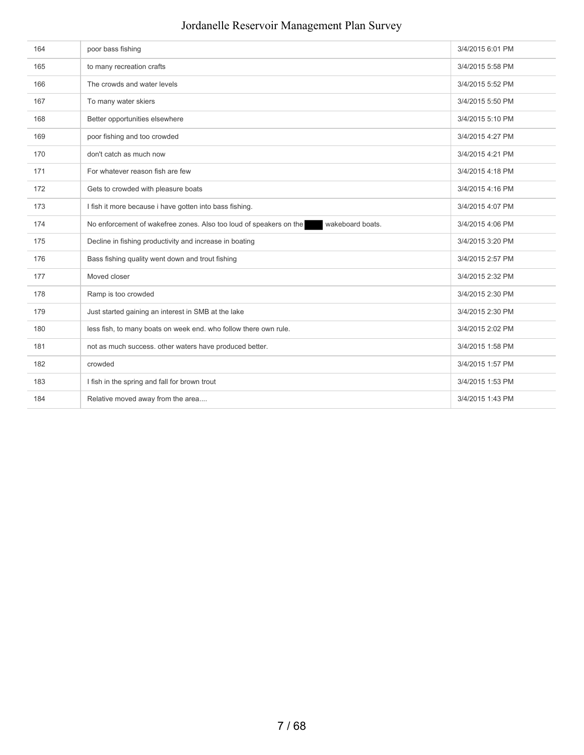| | | |
|---|---|---|
| 164 | poor bass fishing | 3/4/2015 6:01 PM |
| 165 | to many recreation crafts | 3/4/2015 5:58 PM |
| 166 | The crowds and water levels | 3/4/2015 5:52 PM |
| 167 | To many water skiers | 3/4/2015 5:50 PM |
| 168 | Better opportunities elsewhere | 3/4/2015 5:10 PM |
| 169 | poor fishing and too crowded | 3/4/2015 4:27 PM |
| 170 | don't catch as much now | 3/4/2015 4:21 PM |
| 171 | For whatever reason fish are few | 3/4/2015 4:18 PM |
| 172 | Gets to crowded with pleasure boats | 3/4/2015 4:16 PM |
| 173 | I fish it more because i have gotten into bass fishing. | 3/4/2015 4:07 PM |
| 174 | No enforcement of wakefree zones. Also too loud of speakers on the ████ wakeboard boats. | 3/4/2015 4:06 PM |
| 175 | Decline in fishing productivity and increase in boating | 3/4/2015 3:20 PM |
| 176 | Bass fishing quality went down and trout fishing | 3/4/2015 2:57 PM |
| 177 | Moved closer | 3/4/2015 2:32 PM |
| 178 | Ramp is too crowded | 3/4/2015 2:30 PM |
| 179 | Just started gaining an interest in SMB at the lake | 3/4/2015 2:30 PM |
| 180 | less fish, to many boats on week end. who follow there own rule. | 3/4/2015 2:02 PM |
| 181 | not as much success. other waters have produced better. | 3/4/2015 1:58 PM |
| 182 | crowded | 3/4/2015 1:57 PM |
| 183 | I fish in the spring and fall for brown trout | 3/4/2015 1:53 PM |
| 184 | Relative moved away from the area.... | 3/4/2015 1:43 PM |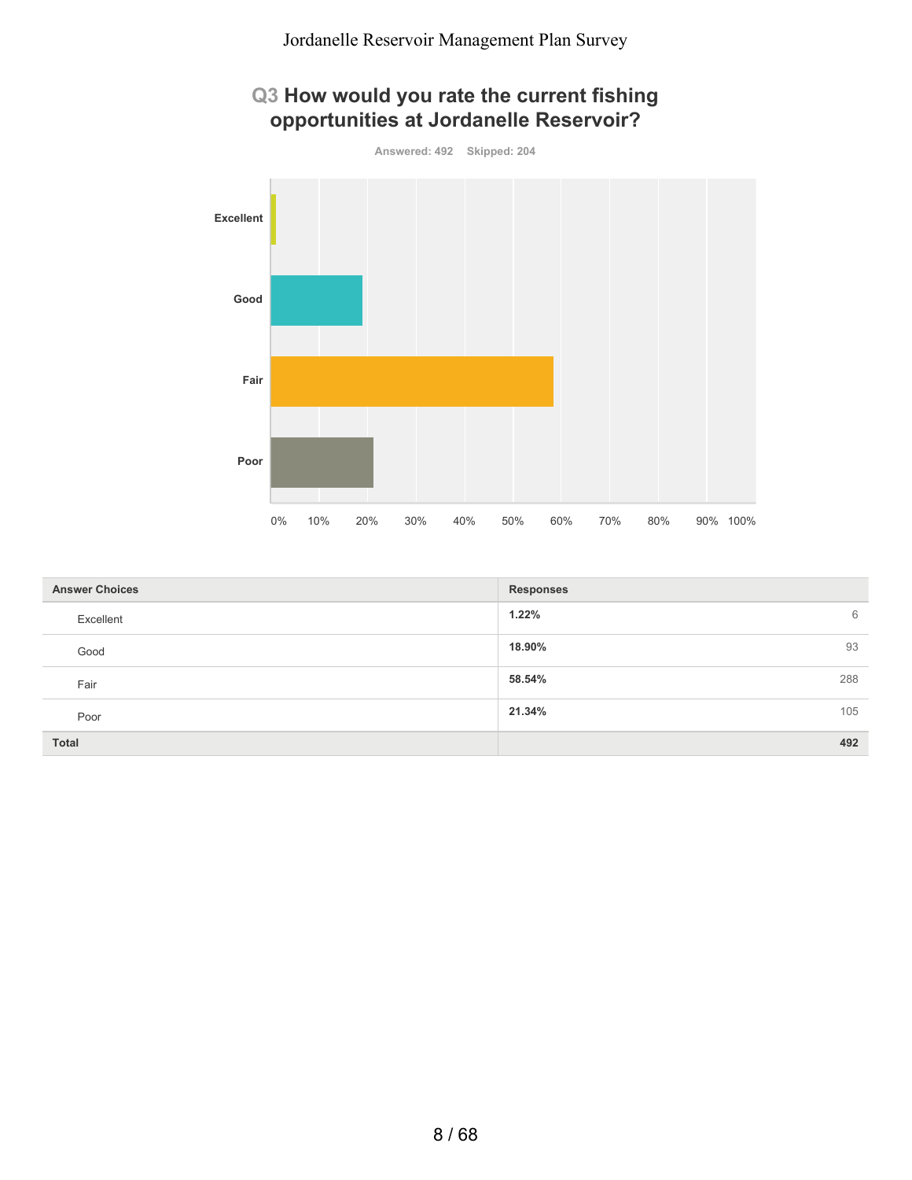# Q3 How would you rate the current fishing opportunities at Jordanelle Reservoir?

Answered: 492 Skipped: 204

| Answer Choices | Responses | |
|---|---|---|
| Excellent | 1.22% | 6 |
| Good | 18.90% | 93 |
| Fair | 58.54% | 288 |
| Poor | 21.34% | 105 |
| **Total** | | **492** |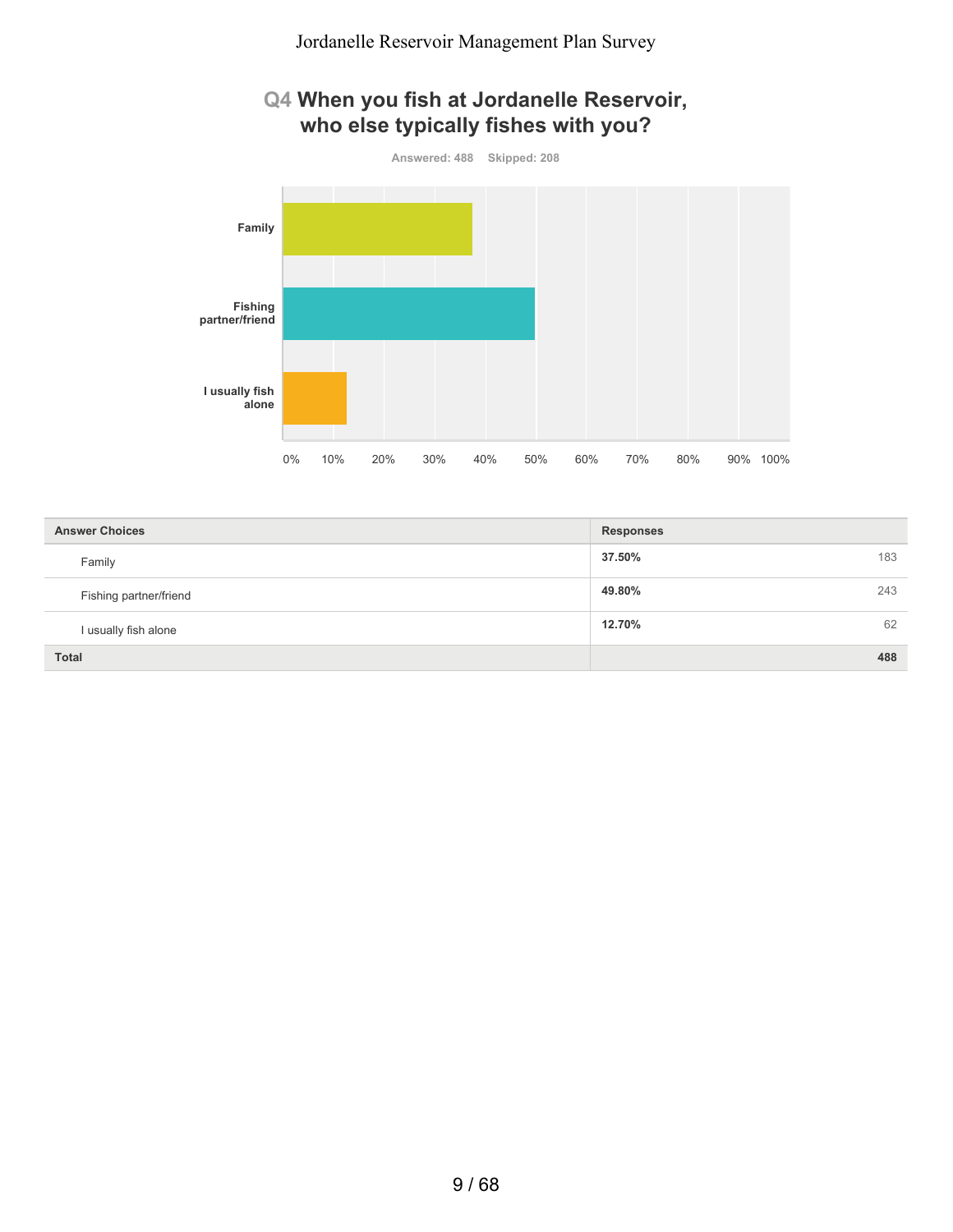## Q4 When you fish at Jordanelle Reservoir, who else typically fishes with you?

Answered: 488 Skipped: 208

| Answer Choices | Responses | |
|---|---|---|
| Family | 37.50% | 183 |
| Fishing partner/friend | 49.80% | 243 |
| I usually fish alone | 12.70% | 62 |
| **Total** | | **488** |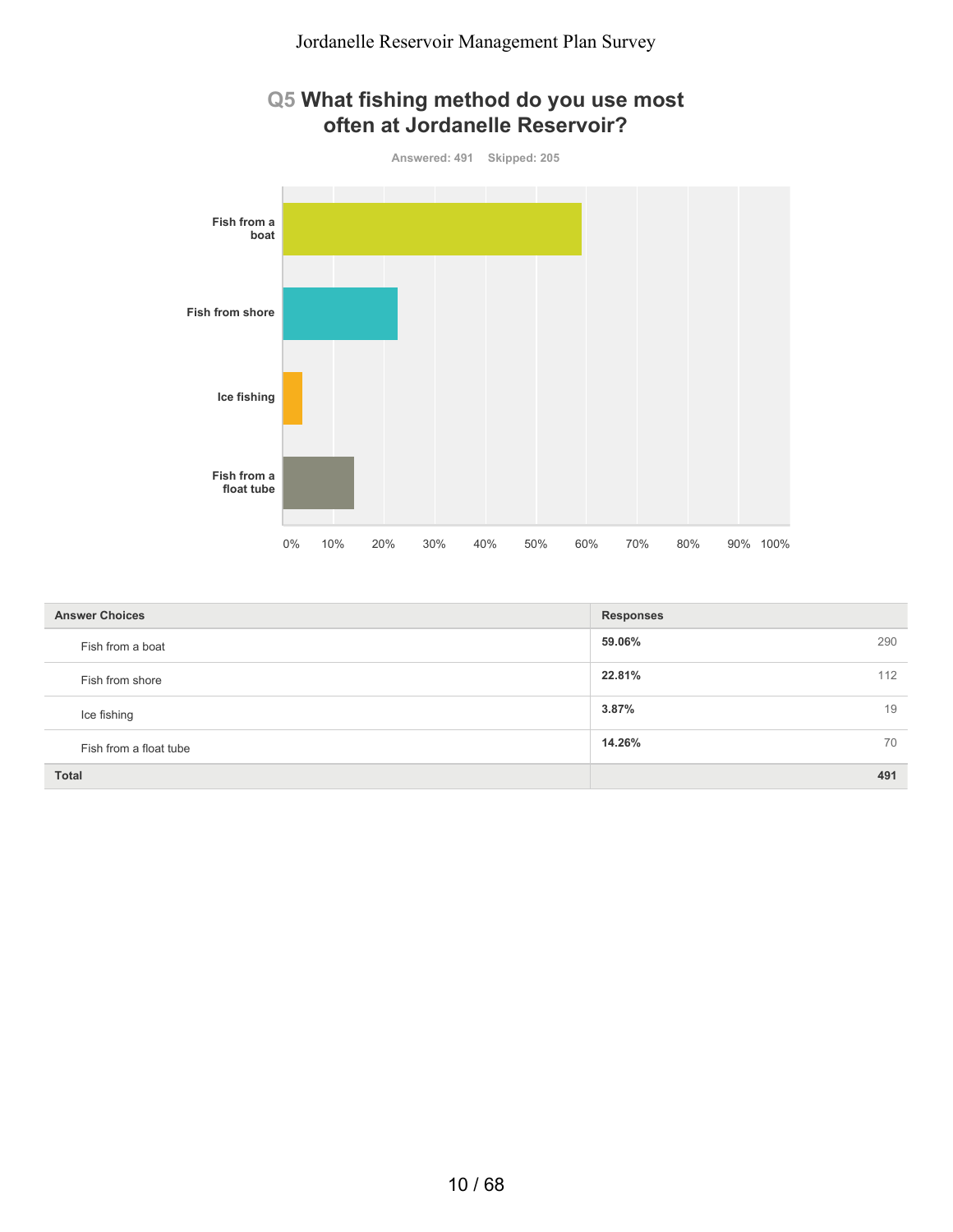## Q5 What fishing method do you use most often at Jordanelle Reservoir?

Answered: 491 Skipped: 205

| Answer Choices | Responses | |
|---|---|---|
| Fish from a boat | 59.06% | 290 |
| Fish from shore | 22.81% | 112 |
| Ice fishing | 3.87% | 19 |
| Fish from a float tube | 14.26% | 70 |
| **Total** | | **491** |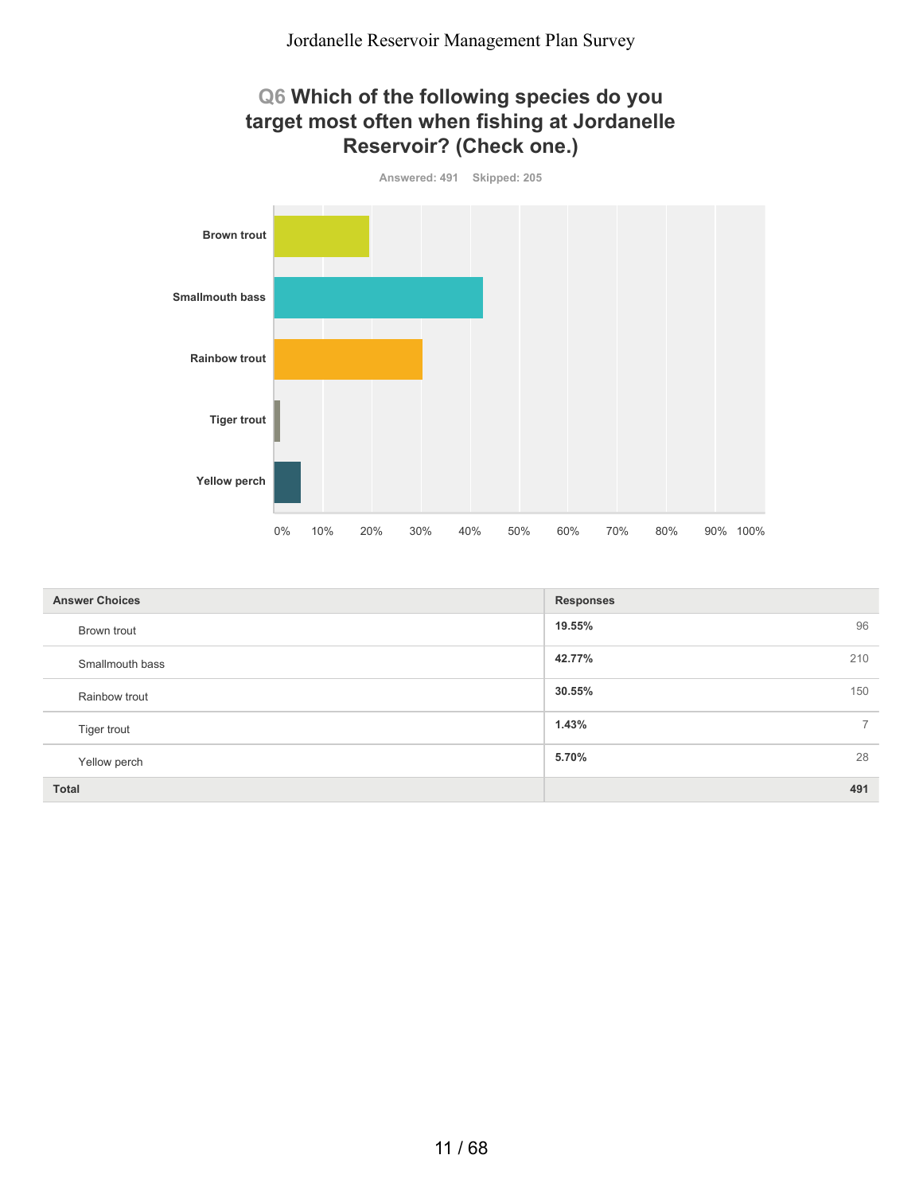## Q6 Which of the following species do you target most often when fishing at Jordanelle Reservoir? (Check one.)

Answered: 491 Skipped: 205

| Answer Choices | Responses | |
|---|---|---|
| Brown trout | 19.55% | 96 |
| Smallmouth bass | 42.77% | 210 |
| Rainbow trout | 30.55% | 150 |
| Tiger trout | 1.43% | 7 |
| Yellow perch | 5.70% | 28 |
| **Total** | | **491** |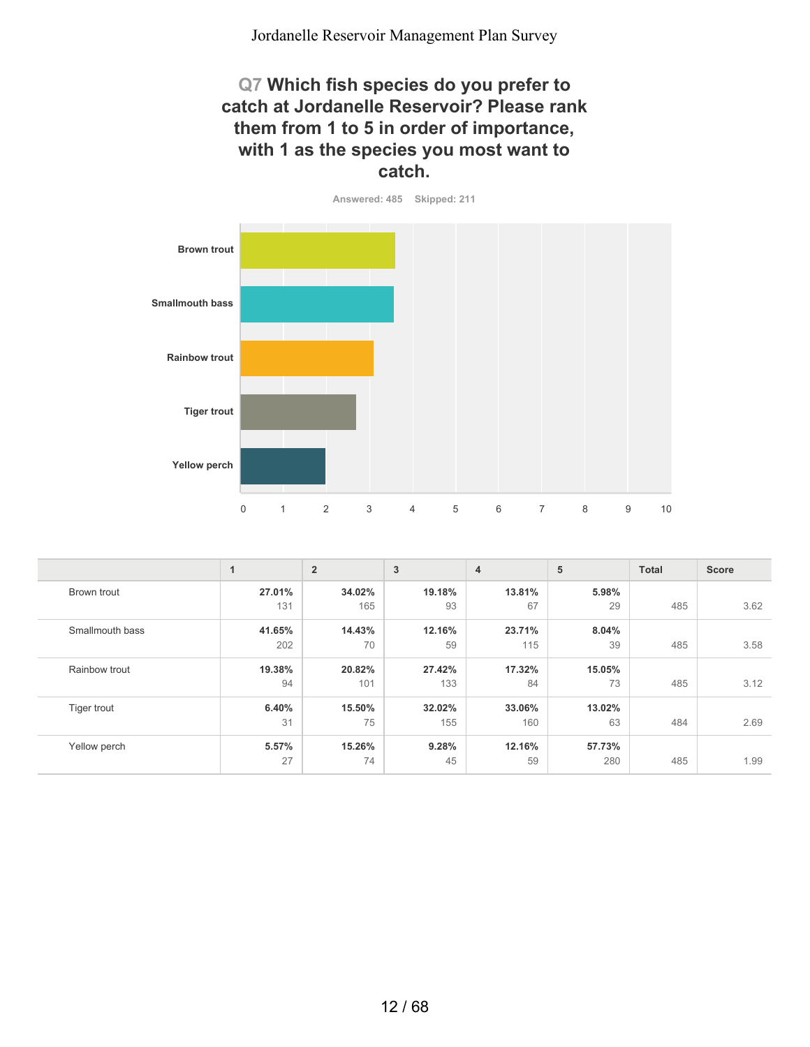## Q7 Which fish species do you prefer to catch at Jordanelle Reservoir? Please rank them from 1 to 5 in order of importance, with 1 as the species you most want to catch.

Answered: 485 Skipped: 211

| | 1 | 2 | 3 | 4 | 5 | Total | Score |
|---|---|---|---|---|---|---|---|
| Brown trout | **27.01%** 131 | **34.02%** 165 | **19.18%** 93 | **13.81%** 67 | **5.98%** 29 | 485 | 3.62 |
| Smallmouth bass | **41.65%** 202 | **14.43%** 70 | **12.16%** 59 | **23.71%** 115 | **8.04%** 39 | 485 | 3.58 |
| Rainbow trout | **19.38%** 94 | **20.82%** 101 | **27.42%** 133 | **17.32%** 84 | **15.05%** 73 | 485 | 3.12 |
| Tiger trout | **6.40%** 31 | **15.50%** 75 | **32.02%** 155 | **33.06%** 160 | **13.02%** 63 | 484 | 2.69 |
| Yellow perch | **5.57%** 27 | **15.26%** 74 | **9.28%** 45 | **12.16%** 59 | **57.73%** 280 | 485 | 1.99 |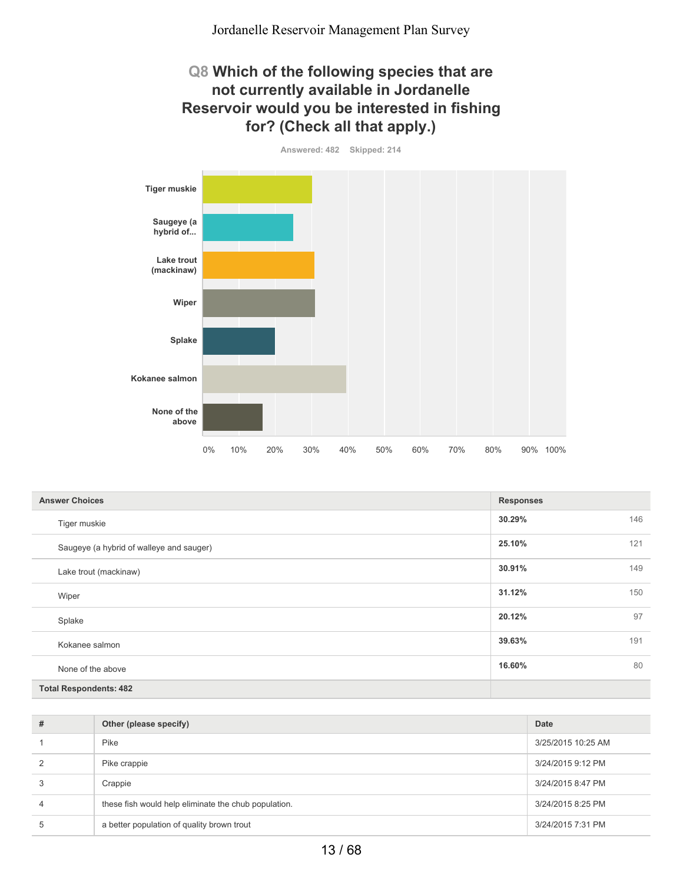## Q8 Which of the following species that are not currently available in Jordanelle Reservoir would you be interested in fishing for? (Check all that apply.)

Answered: 482 Skipped: 214

| Answer Choices | Responses | |
|---|---|---|
| Tiger muskie | 30.29% | 146 |
| Saugeye (a hybrid of walleye and sauger) | 25.10% | 121 |
| Lake trout (mackinaw) | 30.91% | 149 |
| Wiper | 31.12% | 150 |
| Splake | 20.12% | 97 |
| Kokanee salmon | 39.63% | 191 |
| None of the above | 16.60% | 80 |
| **Total Respondents: 482** | | |

| # | Other (please specify) | Date |
|---|---|---|
| 1 | Pike | 3/25/2015 10:25 AM |
| 2 | Pike crappie | 3/24/2015 9:12 PM |
| 3 | Crappie | 3/24/2015 8:47 PM |
| 4 | these fish would help eliminate the chub population. | 3/24/2015 8:25 PM |
| 5 | a better population of quality brown trout | 3/24/2015 7:31 PM |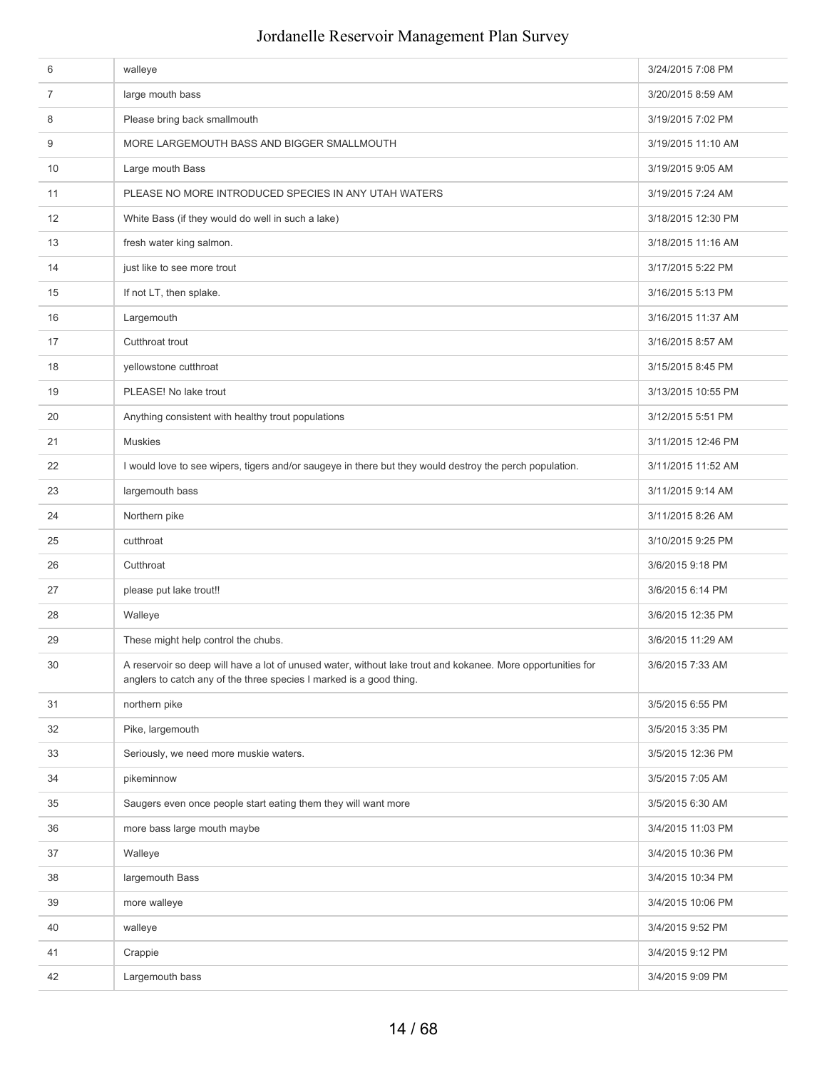| | | |
|---|---|---|
| 6 | walleye | 3/24/2015 7:08 PM |
| 7 | large mouth bass | 3/20/2015 8:59 AM |
| 8 | Please bring back smallmouth | 3/19/2015 7:02 PM |
| 9 | MORE LARGEMOUTH BASS AND BIGGER SMALLMOUTH | 3/19/2015 11:10 AM |
| 10 | Large mouth Bass | 3/19/2015 9:05 AM |
| 11 | PLEASE NO MORE INTRODUCED SPECIES IN ANY UTAH WATERS | 3/19/2015 7:24 AM |
| 12 | White Bass (if they would do well in such a lake) | 3/18/2015 12:30 PM |
| 13 | fresh water king salmon. | 3/18/2015 11:16 AM |
| 14 | just like to see more trout | 3/17/2015 5:22 PM |
| 15 | If not LT, then splake. | 3/16/2015 5:13 PM |
| 16 | Largemouth | 3/16/2015 11:37 AM |
| 17 | Cutthroat trout | 3/16/2015 8:57 AM |
| 18 | yellowstone cutthroat | 3/15/2015 8:45 PM |
| 19 | PLEASE! No lake trout | 3/13/2015 10:55 PM |
| 20 | Anything consistent with healthy trout populations | 3/12/2015 5:51 PM |
| 21 | Muskies | 3/11/2015 12:46 PM |
| 22 | I would love to see wipers, tigers and/or saugeye in there but they would destroy the perch population. | 3/11/2015 11:52 AM |
| 23 | largemouth bass | 3/11/2015 9:14 AM |
| 24 | Northern pike | 3/11/2015 8:26 AM |
| 25 | cutthroat | 3/10/2015 9:25 PM |
| 26 | Cutthroat | 3/6/2015 9:18 PM |
| 27 | please put lake trout!! | 3/6/2015 6:14 PM |
| 28 | Walleye | 3/6/2015 12:35 PM |
| 29 | These might help control the chubs. | 3/6/2015 11:29 AM |
| 30 | A reservoir so deep will have a lot of unused water, without lake trout and kokanee. More opportunities for anglers to catch any of the three species I marked is a good thing. | 3/6/2015 7:33 AM |
| 31 | northern pike | 3/5/2015 6:55 PM |
| 32 | Pike, largemouth | 3/5/2015 3:35 PM |
| 33 | Seriously, we need more muskie waters. | 3/5/2015 12:36 PM |
| 34 | pikeminnow | 3/5/2015 7:05 AM |
| 35 | Saugers even once people start eating them they will want more | 3/5/2015 6:30 AM |
| 36 | more bass large mouth maybe | 3/4/2015 11:03 PM |
| 37 | Walleye | 3/4/2015 10:36 PM |
| 38 | largemouth Bass | 3/4/2015 10:34 PM |
| 39 | more walleye | 3/4/2015 10:06 PM |
| 40 | walleye | 3/4/2015 9:52 PM |
| 41 | Crappie | 3/4/2015 9:12 PM |
| 42 | Largemouth bass | 3/4/2015 9:09 PM |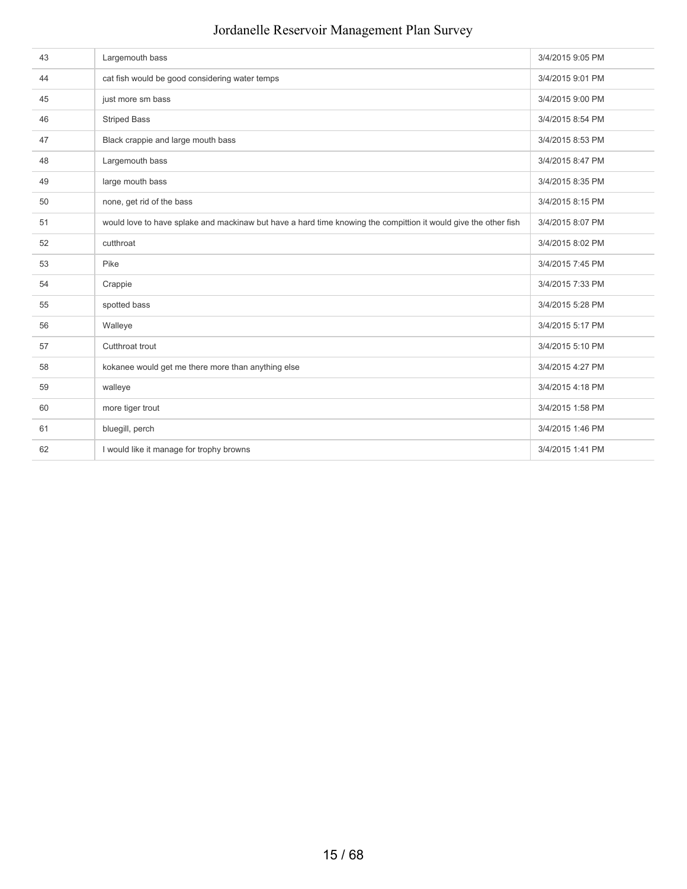| | | |
|---|---|---|
| 43 | Largemouth bass | 3/4/2015 9:05 PM |
| 44 | cat fish would be good considering water temps | 3/4/2015 9:01 PM |
| 45 | just more sm bass | 3/4/2015 9:00 PM |
| 46 | Striped Bass | 3/4/2015 8:54 PM |
| 47 | Black crappie and large mouth bass | 3/4/2015 8:53 PM |
| 48 | Largemouth bass | 3/4/2015 8:47 PM |
| 49 | large mouth bass | 3/4/2015 8:35 PM |
| 50 | none, get rid of the bass | 3/4/2015 8:15 PM |
| 51 | would love to have splake and mackinaw but have a hard time knowing the compittion it would give the other fish | 3/4/2015 8:07 PM |
| 52 | cutthroat | 3/4/2015 8:02 PM |
| 53 | Pike | 3/4/2015 7:45 PM |
| 54 | Crappie | 3/4/2015 7:33 PM |
| 55 | spotted bass | 3/4/2015 5:28 PM |
| 56 | Walleye | 3/4/2015 5:17 PM |
| 57 | Cutthroat trout | 3/4/2015 5:10 PM |
| 58 | kokanee would get me there more than anything else | 3/4/2015 4:27 PM |
| 59 | walleye | 3/4/2015 4:18 PM |
| 60 | more tiger trout | 3/4/2015 1:58 PM |
| 61 | bluegill, perch | 3/4/2015 1:46 PM |
| 62 | I would like it manage for trophy browns | 3/4/2015 1:41 PM |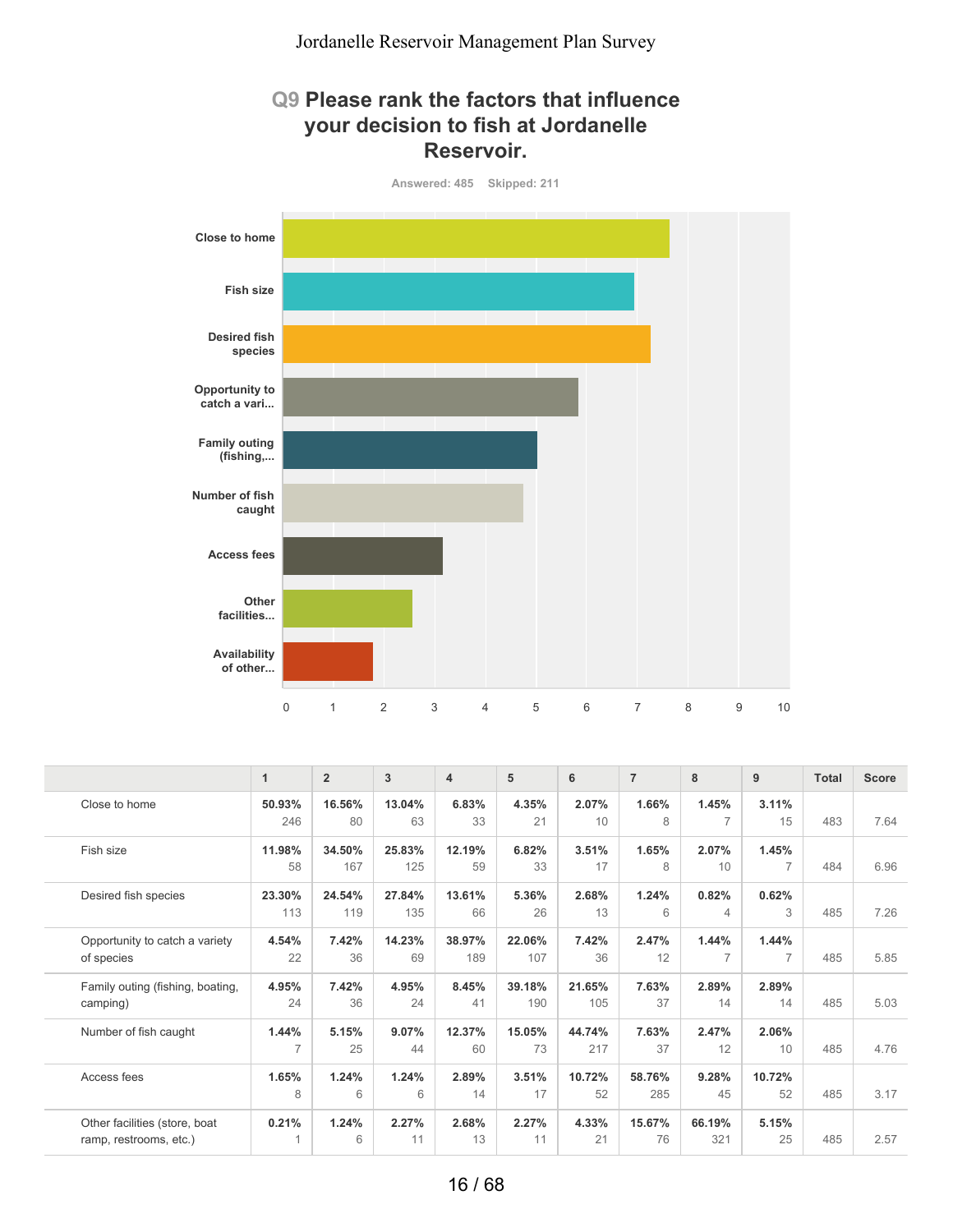# Q9 Please rank the factors that influence your decision to fish at Jordanelle Reservoir.

Answered: 485 Skipped: 211

| | 1 | 2 | 3 | 4 | 5 | 6 | 7 | 8 | 9 | Total | Score |
|---|---|---|---|---|---|---|---|---|---|---|---|
| Close to home | 50.93% 246 | 16.56% 80 | 13.04% 63 | 6.83% 33 | 4.35% 21 | 2.07% 10 | 1.66% 8 | 1.45% 7 | 3.11% 15 | 483 | 7.64 |
| Fish size | 11.98% 58 | 34.50% 167 | 25.83% 125 | 12.19% 59 | 6.82% 33 | 3.51% 17 | 1.65% 8 | 2.07% 10 | 1.45% 7 | 484 | 6.96 |
| Desired fish species | 23.30% 113 | 24.54% 119 | 27.84% 135 | 13.61% 66 | 5.36% 26 | 2.68% 13 | 1.24% 6 | 0.82% 4 | 0.62% 3 | 485 | 7.26 |
| Opportunity to catch a variety of species | 4.54% 22 | 7.42% 36 | 14.23% 69 | 38.97% 189 | 22.06% 107 | 7.42% 36 | 2.47% 12 | 1.44% 7 | 1.44% 7 | 485 | 5.85 |
| Family outing (fishing, boating, camping) | 4.95% 24 | 7.42% 36 | 4.95% 24 | 8.45% 41 | 39.18% 190 | 21.65% 105 | 7.63% 37 | 2.89% 14 | 2.89% 14 | 485 | 5.03 |
| Number of fish caught | 1.44% 7 | 5.15% 25 | 9.07% 44 | 12.37% 60 | 15.05% 73 | 44.74% 217 | 7.63% 37 | 2.47% 12 | 2.06% 10 | 485 | 4.76 |
| Access fees | 1.65% 8 | 1.24% 6 | 1.24% 6 | 2.89% 14 | 3.51% 17 | 10.72% 52 | 58.76% 285 | 9.28% 45 | 10.72% 52 | 485 | 3.17 |
| Other facilities (store, boat ramp, restrooms, etc.) | 0.21% 1 | 1.24% 6 | 2.27% 11 | 2.68% 13 | 2.27% 11 | 4.33% 21 | 15.67% 76 | 66.19% 321 | 5.15% 25 | 485 | 2.57 |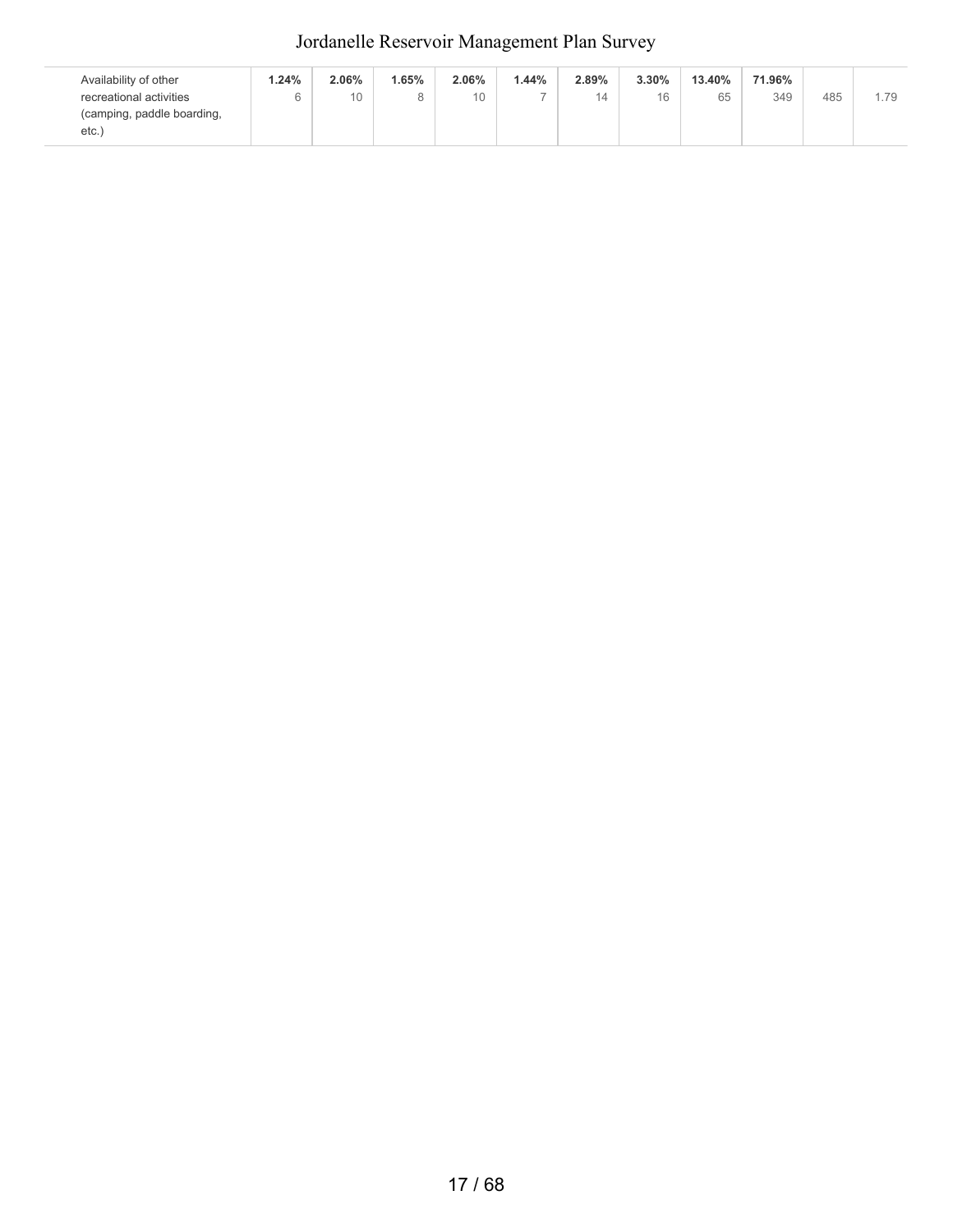| | | | | | | | | | | | |
|---|---|---|---|---|---|---|---|---|---|---|---|
| Availability of other recreational activities (camping, paddle boarding, etc.) | **1.24%** 6 | **2.06%** 10 | **1.65%** 8 | **2.06%** 10 | **1.44%** 7 | **2.89%** 14 | **3.30%** 16 | **13.40%** 65 | **71.96%** 349 | 485 | 1.79 |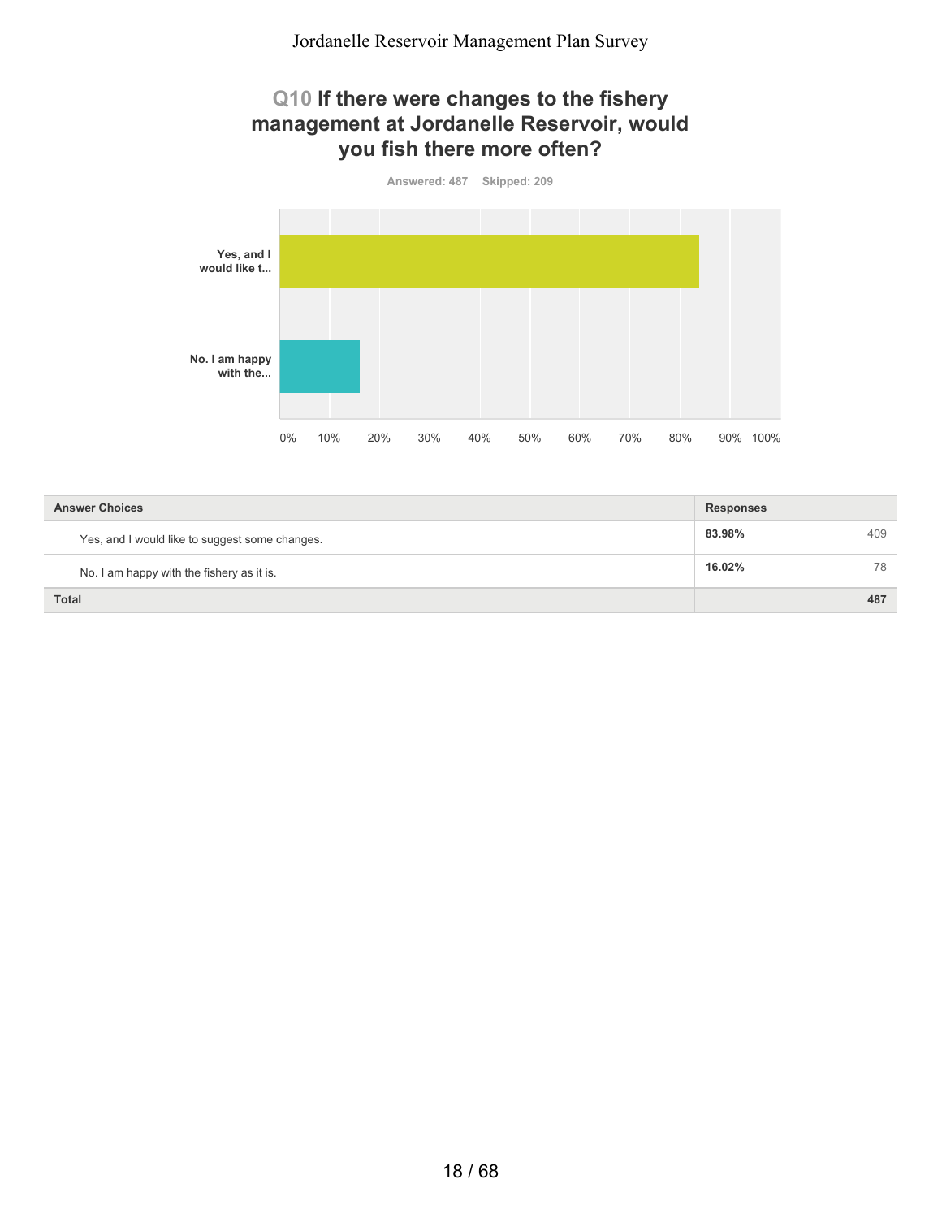## Q10 If there were changes to the fishery management at Jordanelle Reservoir, would you fish there more often?

Answered: 487 Skipped: 209

| Answer Choices | Responses | |
|---|---|---|
| Yes, and I would like to suggest some changes. | 83.98% | 409 |
| No. I am happy with the fishery as it is. | 16.02% | 78 |
| **Total** | | **487** |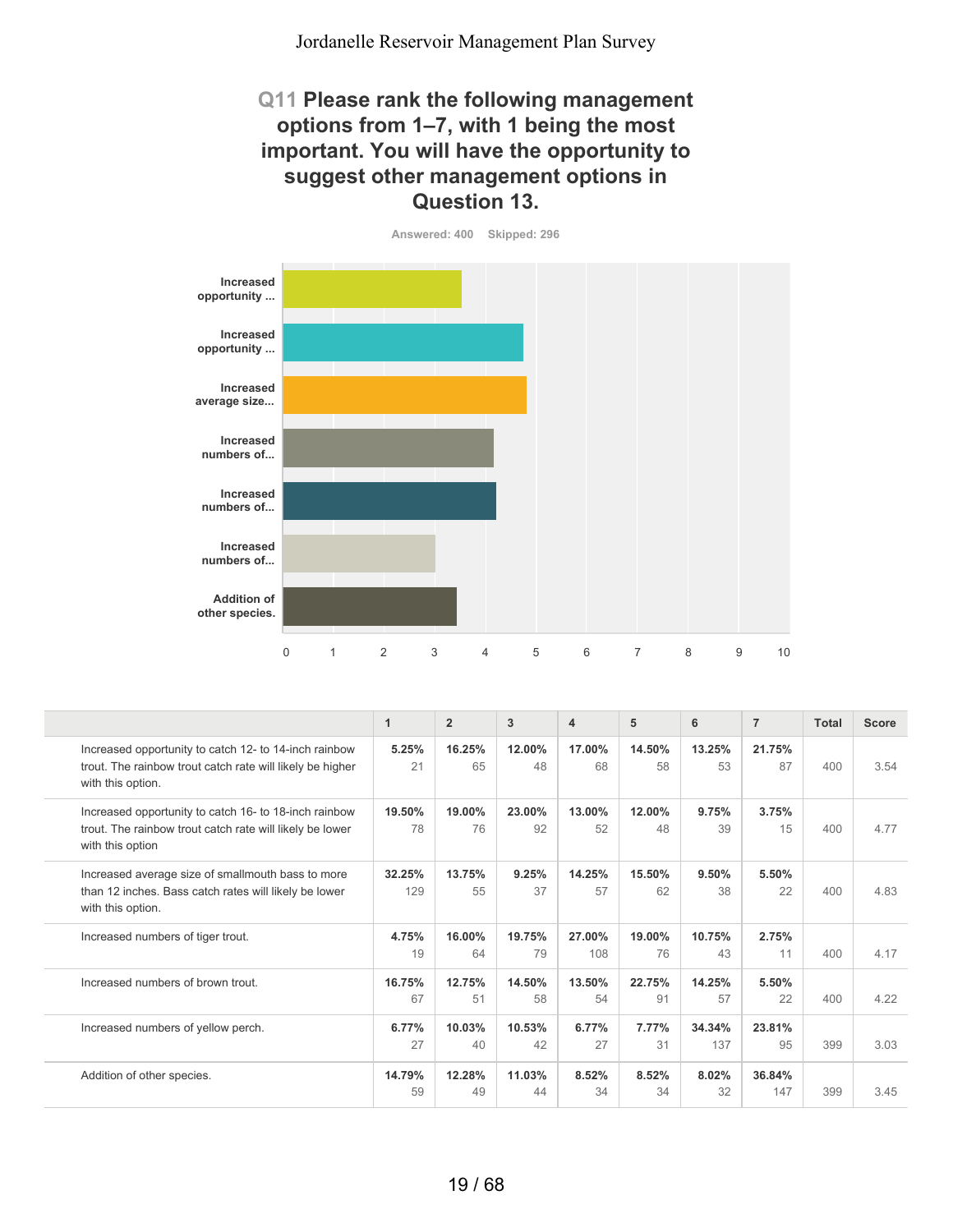## Q11 Please rank the following management options from 1–7, with 1 being the most important. You will have the opportunity to suggest other management options in Question 13.

Answered: 400 Skipped: 296

| | 1 | 2 | 3 | 4 | 5 | 6 | 7 | Total | Score |
|---|---|---|---|---|---|---|---|---|---|
| Increased opportunity to catch 12- to 14-inch rainbow trout. The rainbow trout catch rate will likely be higher with this option. | **5.25%** 21 | **16.25%** 65 | **12.00%** 48 | **17.00%** 68 | **14.50%** 58 | **13.25%** 53 | **21.75%** 87 | 400 | 3.54 |
| Increased opportunity to catch 16- to 18-inch rainbow trout. The rainbow trout catch rate will likely be lower with this option | **19.50%** 78 | **19.00%** 76 | **23.00%** 92 | **13.00%** 52 | **12.00%** 48 | **9.75%** 39 | **3.75%** 15 | 400 | 4.77 |
| Increased average size of smallmouth bass to more than 12 inches. Bass catch rates will likely be lower with this option. | **32.25%** 129 | **13.75%** 55 | **9.25%** 37 | **14.25%** 57 | **15.50%** 62 | **9.50%** 38 | **5.50%** 22 | 400 | 4.83 |
| Increased numbers of tiger trout. | **4.75%** 19 | **16.00%** 64 | **19.75%** 79 | **27.00%** 108 | **19.00%** 76 | **10.75%** 43 | **2.75%** 11 | 400 | 4.17 |
| Increased numbers of brown trout. | **16.75%** 67 | **12.75%** 51 | **14.50%** 58 | **13.50%** 54 | **22.75%** 91 | **14.25%** 57 | **5.50%** 22 | 400 | 4.22 |
| Increased numbers of yellow perch. | **6.77%** 27 | **10.03%** 40 | **10.53%** 42 | **6.77%** 27 | **7.77%** 31 | **34.34%** 137 | **23.81%** 95 | 399 | 3.03 |
| Addition of other species. | **14.79%** 59 | **12.28%** 49 | **11.03%** 44 | **8.52%** 34 | **8.52%** 34 | **8.02%** 32 | **36.84%** 147 | 399 | 3.45 |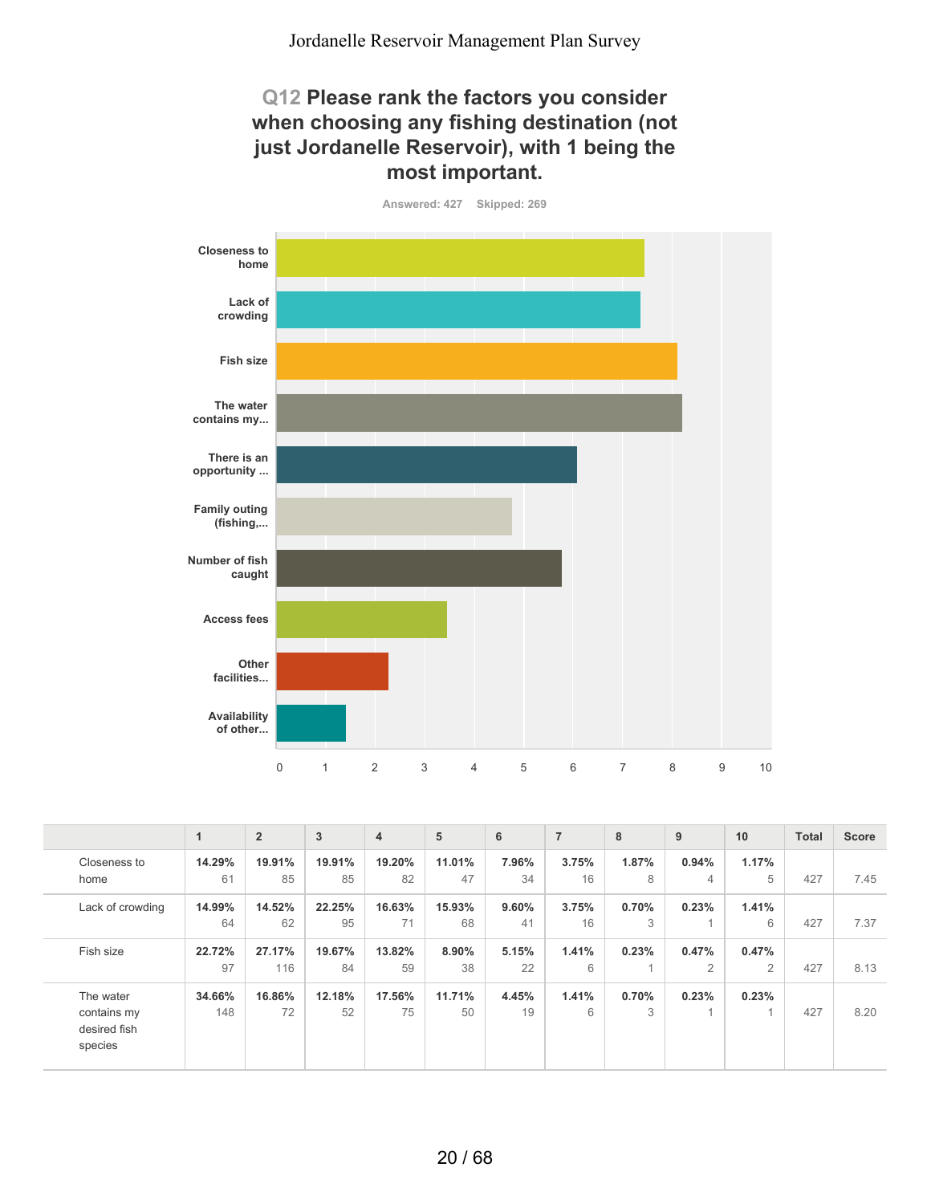## Q12 Please rank the factors you consider when choosing any fishing destination (not just Jordanelle Reservoir), with 1 being the most important.

Answered: 427 Skipped: 269

| Factor | Score |
|---|---|
| Closeness to home | 7.45 |
| Lack of crowding | 7.37 |
| Fish size | 8.13 |
| The water contains my... | 8.20 |
| There is an opportunity ... | |
| Family outing (fishing,... | |
| Number of fish caught | |
| Access fees | |
| Other facilities... | |
| Availability of other... | |

| | 1 | 2 | 3 | 4 | 5 | 6 | 7 | 8 | 9 | 10 | Total | Score |
|---|---|---|---|---|---|---|---|---|---|---|---|---|
| Closeness to home | **14.29%** 61 | **19.91%** 85 | **19.91%** 85 | **19.20%** 82 | **11.01%** 47 | **7.96%** 34 | **3.75%** 16 | **1.87%** 8 | **0.94%** 4 | **1.17%** 5 | 427 | 7.45 |
| Lack of crowding | **14.99%** 64 | **14.52%** 62 | **22.25%** 95 | **16.63%** 71 | **15.93%** 68 | **9.60%** 41 | **3.75%** 16 | **0.70%** 3 | **0.23%** 1 | **1.41%** 6 | 427 | 7.37 |
| Fish size | **22.72%** 97 | **27.17%** 116 | **19.67%** 84 | **13.82%** 59 | **8.90%** 38 | **5.15%** 22 | **1.41%** 6 | **0.23%** 1 | **0.47%** 2 | **0.47%** 2 | 427 | 8.13 |
| The water contains my desired fish species | **34.66%** 148 | **16.86%** 72 | **12.18%** 52 | **17.56%** 75 | **11.71%** 50 | **4.45%** 19 | **1.41%** 6 | **0.70%** 3 | **0.23%** 1 | **0.23%** 1 | 427 | 8.20 |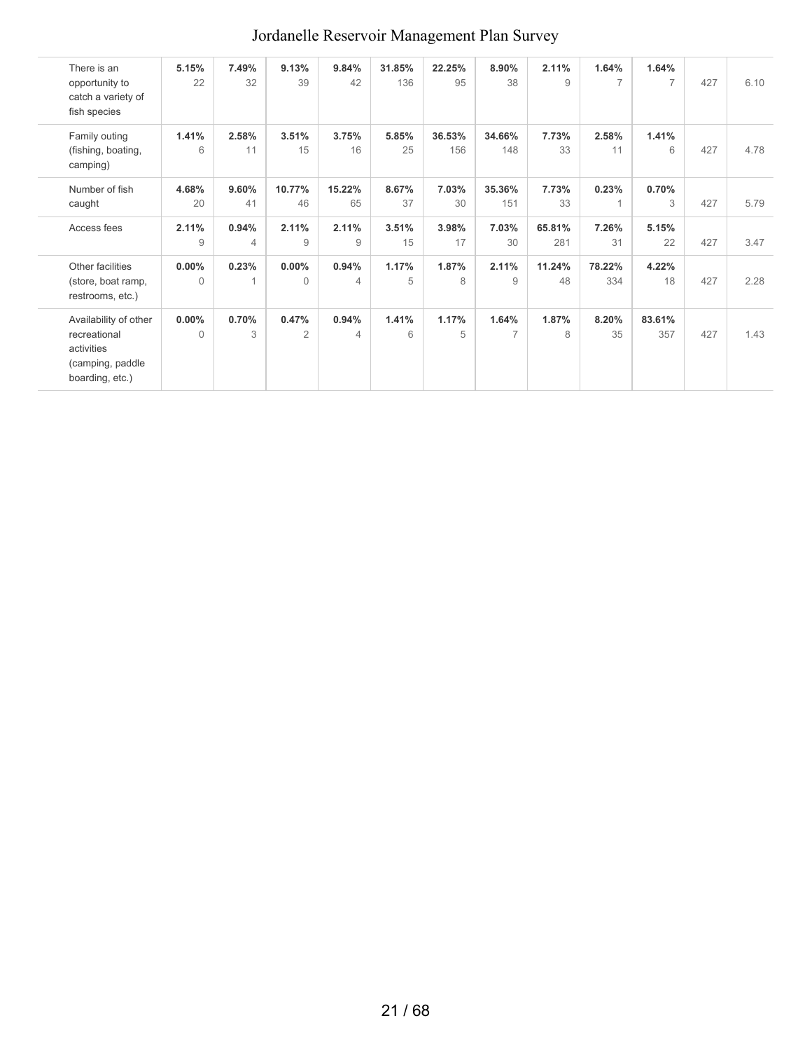| | | | | | | | | | | | | |
|---|---|---|---|---|---|---|---|---|---|---|---|---|
| There is an opportunity to catch a variety of fish species | **5.15%** 22 | **7.49%** 32 | **9.13%** 39 | **9.84%** 42 | **31.85%** 136 | **22.25%** 95 | **8.90%** 38 | **2.11%** 9 | **1.64%** 7 | **1.64%** 7 | 427 | 6.10 |
| Family outing (fishing, boating, camping) | **1.41%** 6 | **2.58%** 11 | **3.51%** 15 | **3.75%** 16 | **5.85%** 25 | **36.53%** 156 | **34.66%** 148 | **7.73%** 33 | **2.58%** 11 | **1.41%** 6 | 427 | 4.78 |
| Number of fish caught | **4.68%** 20 | **9.60%** 41 | **10.77%** 46 | **15.22%** 65 | **8.67%** 37 | **7.03%** 30 | **35.36%** 151 | **7.73%** 33 | **0.23%** 1 | **0.70%** 3 | 427 | 5.79 |
| Access fees | **2.11%** 9 | **0.94%** 4 | **2.11%** 9 | **2.11%** 9 | **3.51%** 15 | **3.98%** 17 | **7.03%** 30 | **65.81%** 281 | **7.26%** 31 | **5.15%** 22 | 427 | 3.47 |
| Other facilities (store, boat ramp, restrooms, etc.) | **0.00%** 0 | **0.23%** 1 | **0.00%** 0 | **0.94%** 4 | **1.17%** 5 | **1.87%** 8 | **2.11%** 9 | **11.24%** 48 | **78.22%** 334 | **4.22%** 18 | 427 | 2.28 |
| Availability of other recreational activities (camping, paddle boarding, etc.) | **0.00%** 0 | **0.70%** 3 | **0.47%** 2 | **0.94%** 4 | **1.41%** 6 | **1.17%** 5 | **1.64%** 7 | **1.87%** 8 | **8.20%** 35 | **83.61%** 357 | 427 | 1.43 |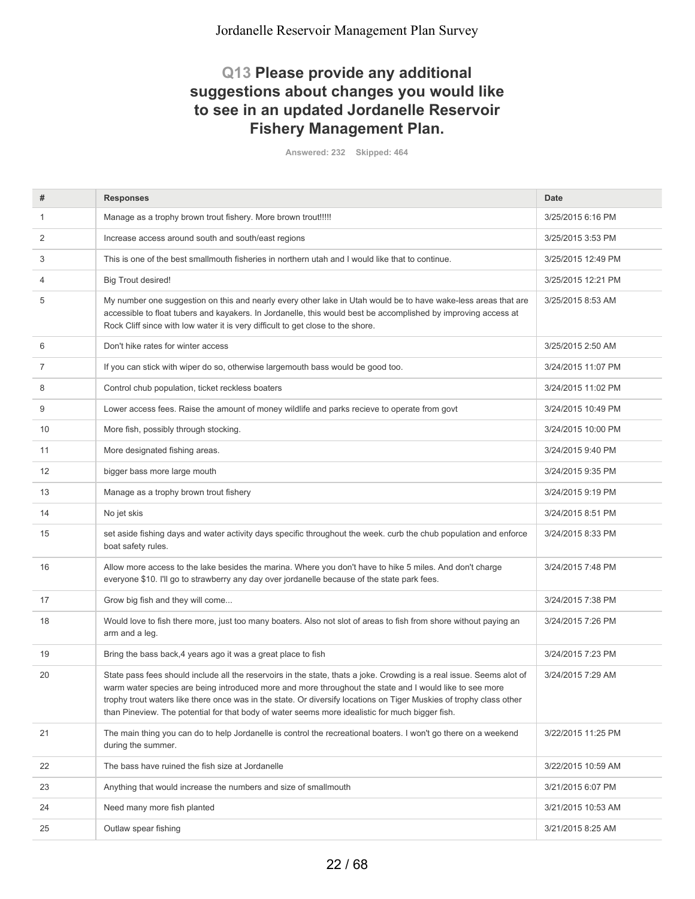## Q13 Please provide any additional suggestions about changes you would like to see in an updated Jordanelle Reservoir Fishery Management Plan.

Answered: 232 Skipped: 464

| # | Responses | Date |
|---|---|---|
| 1 | Manage as a trophy brown trout fishery. More brown trout!!!!! | 3/25/2015 6:16 PM |
| 2 | Increase access around south and south/east regions | 3/25/2015 3:53 PM |
| 3 | This is one of the best smallmouth fisheries in northern utah and I would like that to continue. | 3/25/2015 12:49 PM |
| 4 | Big Trout desired! | 3/25/2015 12:21 PM |
| 5 | My number one suggestion on this and nearly every other lake in Utah would be to have wake-less areas that are accessible to float tubers and kayakers. In Jordanelle, this would best be accomplished by improving access at Rock Cliff since with low water it is very difficult to get close to the shore. | 3/25/2015 8:53 AM |
| 6 | Don't hike rates for winter access | 3/25/2015 2:50 AM |
| 7 | If you can stick with wiper do so, otherwise largemouth bass would be good too. | 3/24/2015 11:07 PM |
| 8 | Control chub population, ticket reckless boaters | 3/24/2015 11:02 PM |
| 9 | Lower access fees. Raise the amount of money wildlife and parks recieve to operate from govt | 3/24/2015 10:49 PM |
| 10 | More fish, possibly through stocking. | 3/24/2015 10:00 PM |
| 11 | More designated fishing areas. | 3/24/2015 9:40 PM |
| 12 | bigger bass more large mouth | 3/24/2015 9:35 PM |
| 13 | Manage as a trophy brown trout fishery | 3/24/2015 9:19 PM |
| 14 | No jet skis | 3/24/2015 8:51 PM |
| 15 | set aside fishing days and water activity days specific throughout the week. curb the chub population and enforce boat safety rules. | 3/24/2015 8:33 PM |
| 16 | Allow more access to the lake besides the marina. Where you don't have to hike 5 miles. And don't charge everyone $10. I'll go to strawberry any day over jordanelle because of the state park fees. | 3/24/2015 7:48 PM |
| 17 | Grow big fish and they will come... | 3/24/2015 7:38 PM |
| 18 | Would love to fish there more, just too many boaters. Also not slot of areas to fish from shore without paying an arm and a leg. | 3/24/2015 7:26 PM |
| 19 | Bring the bass back,4 years ago it was a great place to fish | 3/24/2015 7:23 PM |
| 20 | State pass fees should include all the reservoirs in the state, thats a joke. Crowding is a real issue. Seems alot of warm water species are being introduced more and more throughout the state and I would like to see more trophy trout waters like there once was in the state. Or diversify locations on Tiger Muskies of trophy class other than Pineview. The potential for that body of water seems more idealistic for much bigger fish. | 3/24/2015 7:29 AM |
| 21 | The main thing you can do to help Jordanelle is control the recreational boaters. I won't go there on a weekend during the summer. | 3/22/2015 11:25 PM |
| 22 | The bass have ruined the fish size at Jordanelle | 3/22/2015 10:59 AM |
| 23 | Anything that would increase the numbers and size of smallmouth | 3/21/2015 6:07 PM |
| 24 | Need many more fish planted | 3/21/2015 10:53 AM |
| 25 | Outlaw spear fishing | 3/21/2015 8:25 AM |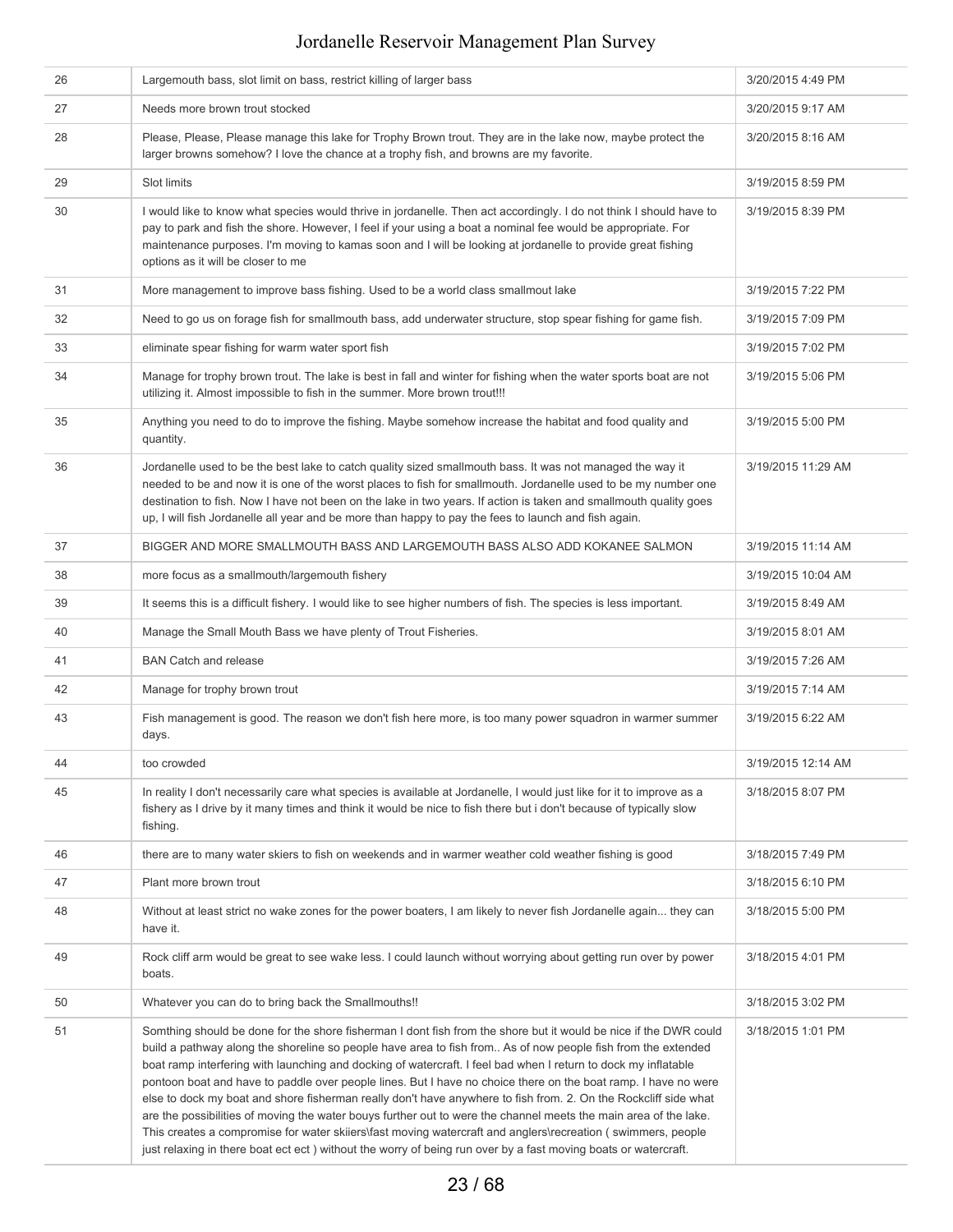| | | |
|---|---|---|
| 26 | Largemouth bass, slot limit on bass, restrict killing of larger bass | 3/20/2015 4:49 PM |
| 27 | Needs more brown trout stocked | 3/20/2015 9:17 AM |
| 28 | Please, Please, Please manage this lake for Trophy Brown trout. They are in the lake now, maybe protect the larger browns somehow? I love the chance at a trophy fish, and browns are my favorite. | 3/20/2015 8:16 AM |
| 29 | Slot limits | 3/19/2015 8:59 PM |
| 30 | I would like to know what species would thrive in jordanelle. Then act accordingly. I do not think I should have to pay to park and fish the shore. However, I feel if your using a boat a nominal fee would be appropriate. For maintenance purposes. I'm moving to kamas soon and I will be looking at jordanelle to provide great fishing options as it will be closer to me | 3/19/2015 8:39 PM |
| 31 | More management to improve bass fishing. Used to be a world class smallmout lake | 3/19/2015 7:22 PM |
| 32 | Need to go us on forage fish for smallmouth bass, add underwater structure, stop spear fishing for game fish. | 3/19/2015 7:09 PM |
| 33 | eliminate spear fishing for warm water sport fish | 3/19/2015 7:02 PM |
| 34 | Manage for trophy brown trout. The lake is best in fall and winter for fishing when the water sports boat are not utilizing it. Almost impossible to fish in the summer. More brown trout!!! | 3/19/2015 5:06 PM |
| 35 | Anything you need to do to improve the fishing. Maybe somehow increase the habitat and food quality and quantity. | 3/19/2015 5:00 PM |
| 36 | Jordanelle used to be the best lake to catch quality sized smallmouth bass. It was not managed the way it needed to be and now it is one of the worst places to fish for smallmouth. Jordanelle used to be my number one destination to fish. Now I have not been on the lake in two years. If action is taken and smallmouth quality goes up, I will fish Jordanelle all year and be more than happy to pay the fees to launch and fish again. | 3/19/2015 11:29 AM |
| 37 | BIGGER AND MORE SMALLMOUTH BASS AND LARGEMOUTH BASS ALSO ADD KOKANEE SALMON | 3/19/2015 11:14 AM |
| 38 | more focus as a smallmouth/largemouth fishery | 3/19/2015 10:04 AM |
| 39 | It seems this is a difficult fishery. I would like to see higher numbers of fish. The species is less important. | 3/19/2015 8:49 AM |
| 40 | Manage the Small Mouth Bass we have plenty of Trout Fisheries. | 3/19/2015 8:01 AM |
| 41 | BAN Catch and release | 3/19/2015 7:26 AM |
| 42 | Manage for trophy brown trout | 3/19/2015 7:14 AM |
| 43 | Fish management is good. The reason we don't fish here more, is too many power squadron in warmer summer days. | 3/19/2015 6:22 AM |
| 44 | too crowded | 3/19/2015 12:14 AM |
| 45 | In reality I don't necessarily care what species is available at Jordanelle, I would just like for it to improve as a fishery as I drive by it many times and think it would be nice to fish there but i don't because of typically slow fishing. | 3/18/2015 8:07 PM |
| 46 | there are to many water skiers to fish on weekends and in warmer weather cold weather fishing is good | 3/18/2015 7:49 PM |
| 47 | Plant more brown trout | 3/18/2015 6:10 PM |
| 48 | Without at least strict no wake zones for the power boaters, I am likely to never fish Jordanelle again... they can have it. | 3/18/2015 5:00 PM |
| 49 | Rock cliff arm would be great to see wake less. I could launch without worrying about getting run over by power boats. | 3/18/2015 4:01 PM |
| 50 | Whatever you can do to bring back the Smallmouths!! | 3/18/2015 3:02 PM |
| 51 | Somthing should be done for the shore fisherman I dont fish from the shore but it would be nice if the DWR could build a pathway along the shoreline so people have area to fish from.. As of now people fish from the extended boat ramp interfering with launching and docking of watercraft. I feel bad when I return to dock my inflatable pontoon boat and have to paddle over people lines. But I have no choice there on the boat ramp. I have no were else to dock my boat and shore fisherman really don't have anywhere to fish from. 2. On the Rockcliff side what are the possibilities of moving the water bouys further out to were the channel meets the main area of the lake. This creates a compromise for water skiiers\fast moving watercraft and anglers\recreation ( swimmers, people just relaxing in there boat ect ect ) without the worry of being run over by a fast moving boats or watercraft. | 3/18/2015 1:01 PM |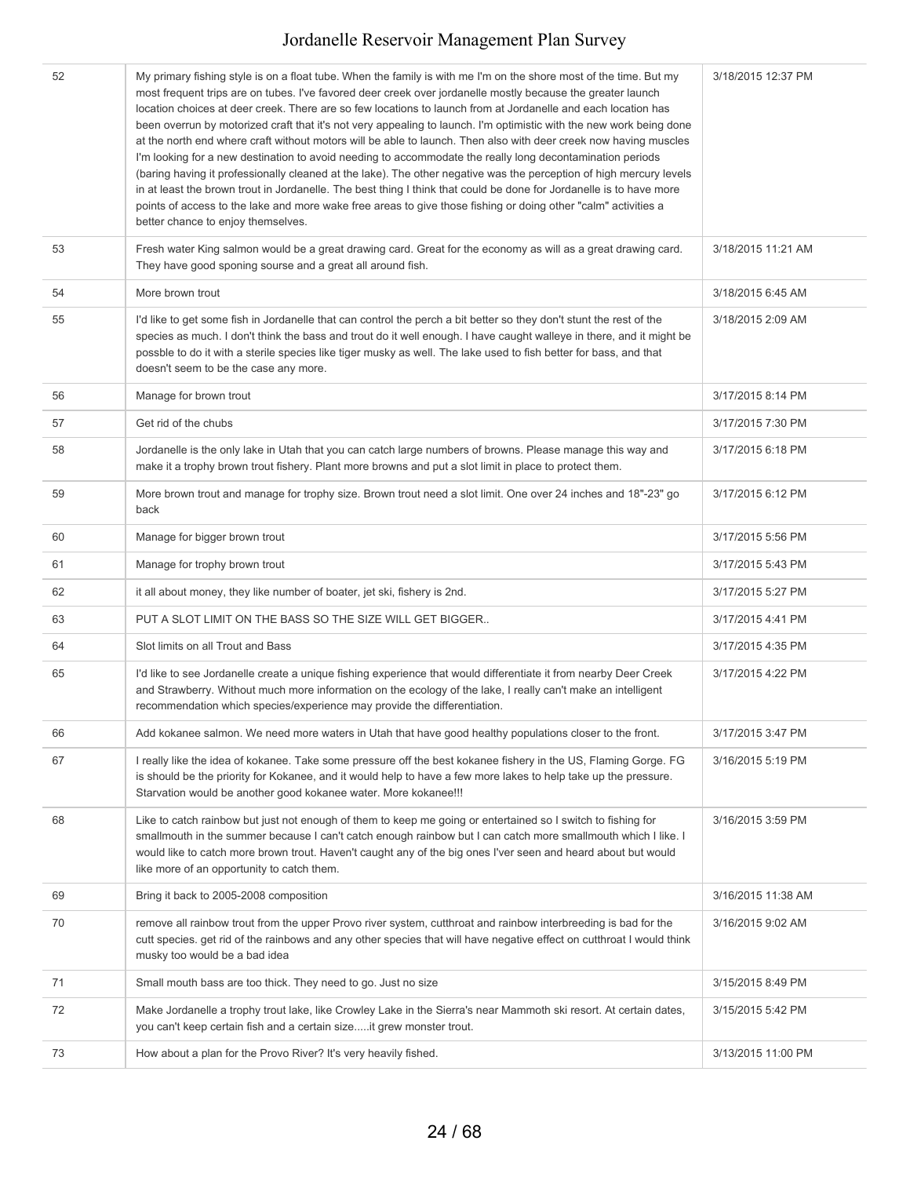| | | |
|---|---|---|
| 52 | My primary fishing style is on a float tube. When the family is with me I'm on the shore most of the time. But my most frequent trips are on tubes. I've favored deer creek over jordanelle mostly because the greater launch location choices at deer creek. There are so few locations to launch from at Jordanelle and each location has been overrun by motorized craft that it's not very appealing to launch. I'm optimistic with the new work being done at the north end where craft without motors will be able to launch. Then also with deer creek now having muscles I'm looking for a new destination to avoid needing to accommodate the really long decontamination periods (baring having it professionally cleaned at the lake). The other negative was the perception of high mercury levels in at least the brown trout in Jordanelle. The best thing I think that could be done for Jordanelle is to have more points of access to the lake and more wake free areas to give those fishing or doing other "calm" activities a better chance to enjoy themselves. | 3/18/2015 12:37 PM |
| 53 | Fresh water King salmon would be a great drawing card. Great for the economy as will as a great drawing card. They have good sponing sourse and a great all around fish. | 3/18/2015 11:21 AM |
| 54 | More brown trout | 3/18/2015 6:45 AM |
| 55 | I'd like to get some fish in Jordanelle that can control the perch a bit better so they don't stunt the rest of the species as much. I don't think the bass and trout do it well enough. I have caught walleye in there, and it might be possble to do it with a sterile species like tiger musky as well. The lake used to fish better for bass, and that doesn't seem to be the case any more. | 3/18/2015 2:09 AM |
| 56 | Manage for brown trout | 3/17/2015 8:14 PM |
| 57 | Get rid of the chubs | 3/17/2015 7:30 PM |
| 58 | Jordanelle is the only lake in Utah that you can catch large numbers of browns. Please manage this way and make it a trophy brown trout fishery. Plant more browns and put a slot limit in place to protect them. | 3/17/2015 6:18 PM |
| 59 | More brown trout and manage for trophy size. Brown trout need a slot limit. One over 24 inches and 18"-23" go back | 3/17/2015 6:12 PM |
| 60 | Manage for bigger brown trout | 3/17/2015 5:56 PM |
| 61 | Manage for trophy brown trout | 3/17/2015 5:43 PM |
| 62 | it all about money, they like number of boater, jet ski, fishery is 2nd. | 3/17/2015 5:27 PM |
| 63 | PUT A SLOT LIMIT ON THE BASS SO THE SIZE WILL GET BIGGER.. | 3/17/2015 4:41 PM |
| 64 | Slot limits on all Trout and Bass | 3/17/2015 4:35 PM |
| 65 | I'd like to see Jordanelle create a unique fishing experience that would differentiate it from nearby Deer Creek and Strawberry. Without much more information on the ecology of the lake, I really can't make an intelligent recommendation which species/experience may provide the differentiation. | 3/17/2015 4:22 PM |
| 66 | Add kokanee salmon. We need more waters in Utah that have good healthy populations closer to the front. | 3/17/2015 3:47 PM |
| 67 | I really like the idea of kokanee. Take some pressure off the best kokanee fishery in the US, Flaming Gorge. FG is should be the priority for Kokanee, and it would help to have a few more lakes to help take up the pressure. Starvation would be another good kokanee water. More kokanee!!! | 3/16/2015 5:19 PM |
| 68 | Like to catch rainbow but just not enough of them to keep me going or entertained so I switch to fishing for smallmouth in the summer because I can't catch enough rainbow but I can catch more smallmouth which I like. I would like to catch more brown trout. Haven't caught any of the big ones I'ver seen and heard about but would like more of an opportunity to catch them. | 3/16/2015 3:59 PM |
| 69 | Bring it back to 2005-2008 composition | 3/16/2015 11:38 AM |
| 70 | remove all rainbow trout from the upper Provo river system, cutthroat and rainbow interbreeding is bad for the cutt species. get rid of the rainbows and any other species that will have negative effect on cutthroat I would think musky too would be a bad idea | 3/16/2015 9:02 AM |
| 71 | Small mouth bass are too thick. They need to go. Just no size | 3/15/2015 8:49 PM |
| 72 | Make Jordanelle a trophy trout lake, like Crowley Lake in the Sierra's near Mammoth ski resort. At certain dates, you can't keep certain fish and a certain size.....it grew monster trout. | 3/15/2015 5:42 PM |
| 73 | How about a plan for the Provo River? It's very heavily fished. | 3/13/2015 11:00 PM |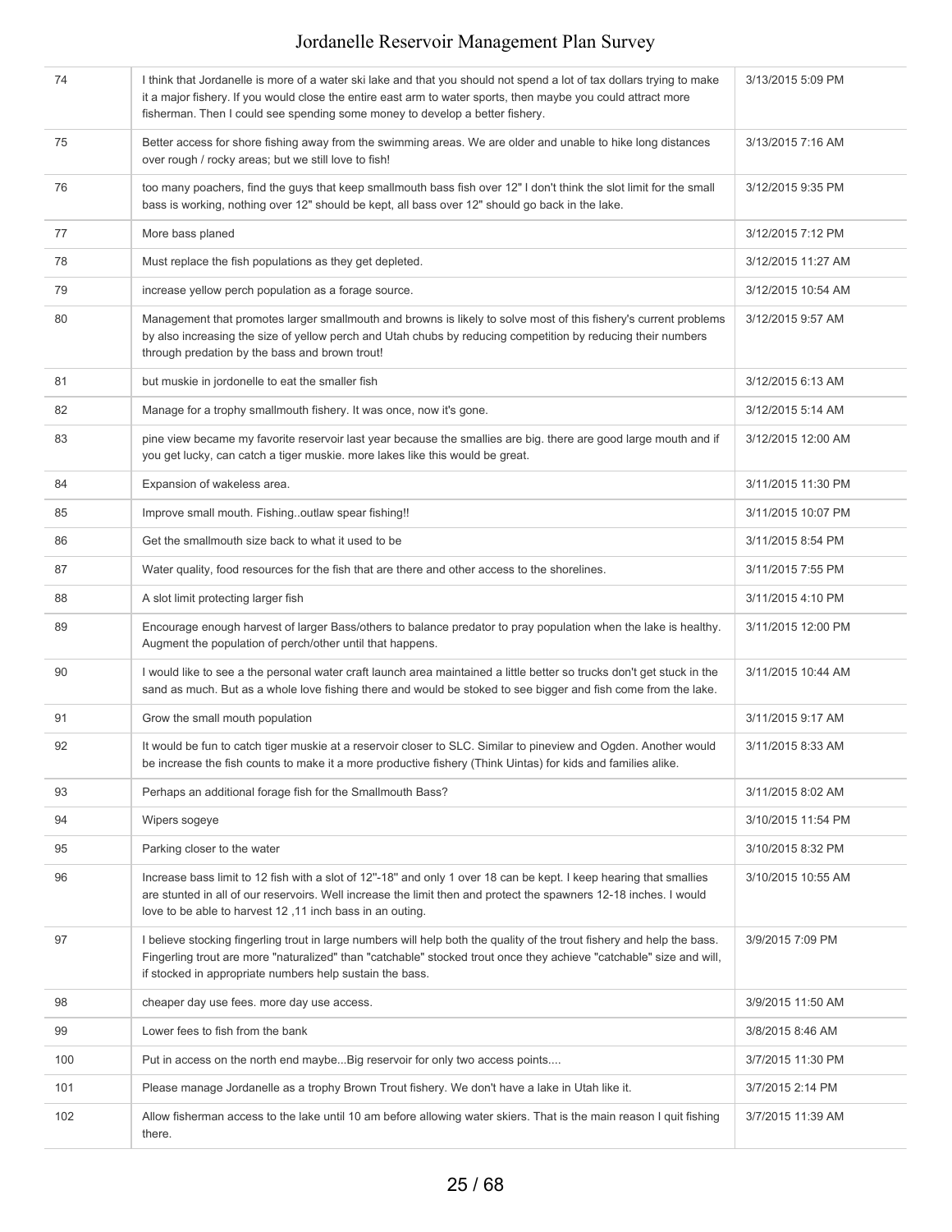| | | |
|---|---|---|
| 74 | I think that Jordanelle is more of a water ski lake and that you should not spend a lot of tax dollars trying to make it a major fishery. If you would close the entire east arm to water sports, then maybe you could attract more fisherman. Then I could see spending some money to develop a better fishery. | 3/13/2015 5:09 PM |
| 75 | Better access for shore fishing away from the swimming areas. We are older and unable to hike long distances over rough / rocky areas; but we still love to fish! | 3/13/2015 7:16 AM |
| 76 | too many poachers, find the guys that keep smallmouth bass fish over 12" I don't think the slot limit for the small bass is working, nothing over 12" should be kept, all bass over 12" should go back in the lake. | 3/12/2015 9:35 PM |
| 77 | More bass planed | 3/12/2015 7:12 PM |
| 78 | Must replace the fish populations as they get depleted. | 3/12/2015 11:27 AM |
| 79 | increase yellow perch population as a forage source. | 3/12/2015 10:54 AM |
| 80 | Management that promotes larger smallmouth and browns is likely to solve most of this fishery's current problems by also increasing the size of yellow perch and Utah chubs by reducing competition by reducing their numbers through predation by the bass and brown trout! | 3/12/2015 9:57 AM |
| 81 | but muskie in jordonelle to eat the smaller fish | 3/12/2015 6:13 AM |
| 82 | Manage for a trophy smallmouth fishery. It was once, now it's gone. | 3/12/2015 5:14 AM |
| 83 | pine view became my favorite reservoir last year because the smallies are big. there are good large mouth and if you get lucky, can catch a tiger muskie. more lakes like this would be great. | 3/12/2015 12:00 AM |
| 84 | Expansion of wakeless area. | 3/11/2015 11:30 PM |
| 85 | Improve small mouth. Fishing..outlaw spear fishing!! | 3/11/2015 10:07 PM |
| 86 | Get the smallmouth size back to what it used to be | 3/11/2015 8:54 PM |
| 87 | Water quality, food resources for the fish that are there and other access to the shorelines. | 3/11/2015 7:55 PM |
| 88 | A slot limit protecting larger fish | 3/11/2015 4:10 PM |
| 89 | Encourage enough harvest of larger Bass/others to balance predator to pray population when the lake is healthy. Augment the population of perch/other until that happens. | 3/11/2015 12:00 PM |
| 90 | I would like to see a the personal water craft launch area maintained a little better so trucks don't get stuck in the sand as much. But as a whole love fishing there and would be stoked to see bigger and fish come from the lake. | 3/11/2015 10:44 AM |
| 91 | Grow the small mouth population | 3/11/2015 9:17 AM |
| 92 | It would be fun to catch tiger muskie at a reservoir closer to SLC. Similar to pineview and Ogden. Another would be increase the fish counts to make it a more productive fishery (Think Uintas) for kids and families alike. | 3/11/2015 8:33 AM |
| 93 | Perhaps an additional forage fish for the Smallmouth Bass? | 3/11/2015 8:02 AM |
| 94 | Wipers sogeye | 3/10/2015 11:54 PM |
| 95 | Parking closer to the water | 3/10/2015 8:32 PM |
| 96 | Increase bass limit to 12 fish with a slot of 12"-18" and only 1 over 18 can be kept. I keep hearing that smallies are stunted in all of our reservoirs. Well increase the limit then and protect the spawners 12-18 inches. I would love to be able to harvest 12 ,11 inch bass in an outing. | 3/10/2015 10:55 AM |
| 97 | I believe stocking fingerling trout in large numbers will help both the quality of the trout fishery and help the bass. Fingerling trout are more "naturalized" than "catchable" stocked trout once they achieve "catchable" size and will, if stocked in appropriate numbers help sustain the bass. | 3/9/2015 7:09 PM |
| 98 | cheaper day use fees. more day use access. | 3/9/2015 11:50 AM |
| 99 | Lower fees to fish from the bank | 3/8/2015 8:46 AM |
| 100 | Put in access on the north end maybe...Big reservoir for only two access points.... | 3/7/2015 11:30 PM |
| 101 | Please manage Jordanelle as a trophy Brown Trout fishery. We don't have a lake in Utah like it. | 3/7/2015 2:14 PM |
| 102 | Allow fisherman access to the lake until 10 am before allowing water skiers. That is the main reason I quit fishing there. | 3/7/2015 11:39 AM |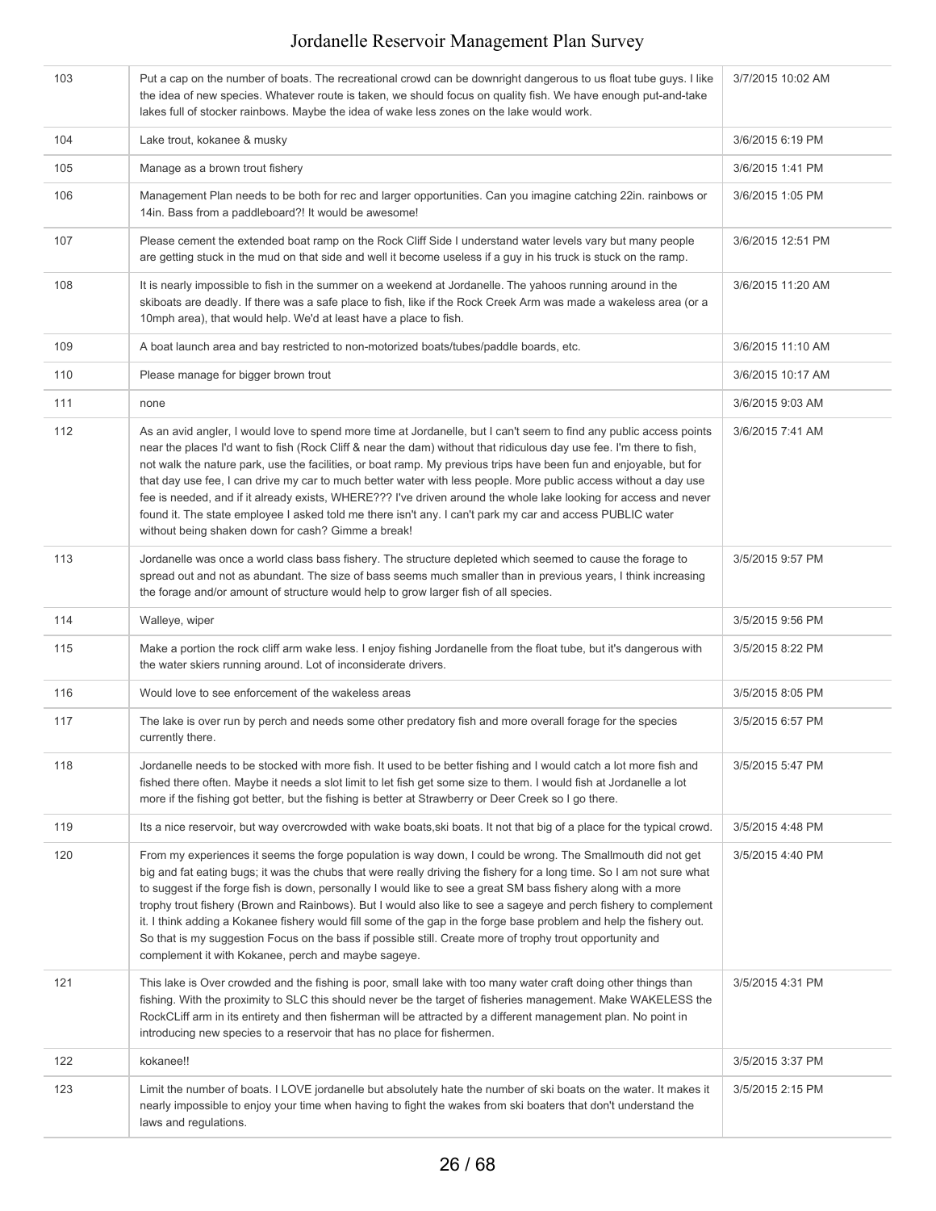| | | |
|---|---|---|
| 103 | Put a cap on the number of boats. The recreational crowd can be downright dangerous to us float tube guys. I like the idea of new species. Whatever route is taken, we should focus on quality fish. We have enough put-and-take lakes full of stocker rainbows. Maybe the idea of wake less zones on the lake would work. | 3/7/2015 10:02 AM |
| 104 | Lake trout, kokanee & musky | 3/6/2015 6:19 PM |
| 105 | Manage as a brown trout fishery | 3/6/2015 1:41 PM |
| 106 | Management Plan needs to be both for rec and larger opportunities. Can you imagine catching 22in. rainbows or 14in. Bass from a paddleboard?! It would be awesome! | 3/6/2015 1:05 PM |
| 107 | Please cement the extended boat ramp on the Rock Cliff Side I understand water levels vary but many people are getting stuck in the mud on that side and well it become useless if a guy in his truck is stuck on the ramp. | 3/6/2015 12:51 PM |
| 108 | It is nearly impossible to fish in the summer on a weekend at Jordanelle. The yahoos running around in the skiboats are deadly. If there was a safe place to fish, like if the Rock Creek Arm was made a wakeless area (or a 10mph area), that would help. We'd at least have a place to fish. | 3/6/2015 11:20 AM |
| 109 | A boat launch area and bay restricted to non-motorized boats/tubes/paddle boards, etc. | 3/6/2015 11:10 AM |
| 110 | Please manage for bigger brown trout | 3/6/2015 10:17 AM |
| 111 | none | 3/6/2015 9:03 AM |
| 112 | As an avid angler, I would love to spend more time at Jordanelle, but I can't seem to find any public access points near the places I'd want to fish (Rock Cliff & near the dam) without that ridiculous day use fee. I'm there to fish, not walk the nature park, use the facilities, or boat ramp. My previous trips have been fun and enjoyable, but for that day use fee, I can drive my car to much better water with less people. More public access without a day use fee is needed, and if it already exists, WHERE??? I've driven around the whole lake looking for access and never found it. The state employee I asked told me there isn't any. I can't park my car and access PUBLIC water without being shaken down for cash? Gimme a break! | 3/6/2015 7:41 AM |
| 113 | Jordanelle was once a world class bass fishery. The structure depleted which seemed to cause the forage to spread out and not as abundant. The size of bass seems much smaller than in previous years, I think increasing the forage and/or amount of structure would help to grow larger fish of all species. | 3/5/2015 9:57 PM |
| 114 | Walleye, wiper | 3/5/2015 9:56 PM |
| 115 | Make a portion the rock cliff arm wake less. I enjoy fishing Jordanelle from the float tube, but it's dangerous with the water skiers running around. Lot of inconsiderate drivers. | 3/5/2015 8:22 PM |
| 116 | Would love to see enforcement of the wakeless areas | 3/5/2015 8:05 PM |
| 117 | The lake is over run by perch and needs some other predatory fish and more overall forage for the species currently there. | 3/5/2015 6:57 PM |
| 118 | Jordanelle needs to be stocked with more fish. It used to be better fishing and I would catch a lot more fish and fished there often. Maybe it needs a slot limit to let fish get some size to them. I would fish at Jordanelle a lot more if the fishing got better, but the fishing is better at Strawberry or Deer Creek so I go there. | 3/5/2015 5:47 PM |
| 119 | Its a nice reservoir, but way overcrowded with wake boats,ski boats. It not that big of a place for the typical crowd. | 3/5/2015 4:48 PM |
| 120 | From my experiences it seems the forge population is way down, I could be wrong. The Smallmouth did not get big and fat eating bugs; it was the chubs that were really driving the fishery for a long time. So I am not sure what to suggest if the forge fish is down, personally I would like to see a great SM bass fishery along with a more trophy trout fishery (Brown and Rainbows). But I would also like to see a sageye and perch fishery to complement it. I think adding a Kokanee fishery would fill some of the gap in the forge base problem and help the fishery out. So that is my suggestion Focus on the bass if possible still. Create more of trophy trout opportunity and complement it with Kokanee, perch and maybe sageye. | 3/5/2015 4:40 PM |
| 121 | This lake is Over crowded and the fishing is poor, small lake with too many water craft doing other things than fishing. With the proximity to SLC this should never be the target of fisheries management. Make WAKELESS the RockCLiff arm in its entirety and then fisherman will be attracted by a different management plan. No point in introducing new species to a reservoir that has no place for fishermen. | 3/5/2015 4:31 PM |
| 122 | kokanee!! | 3/5/2015 3:37 PM |
| 123 | Limit the number of boats. I LOVE jordanelle but absolutely hate the number of ski boats on the water. It makes it nearly impossible to enjoy your time when having to fight the wakes from ski boaters that don't understand the laws and regulations. | 3/5/2015 2:15 PM |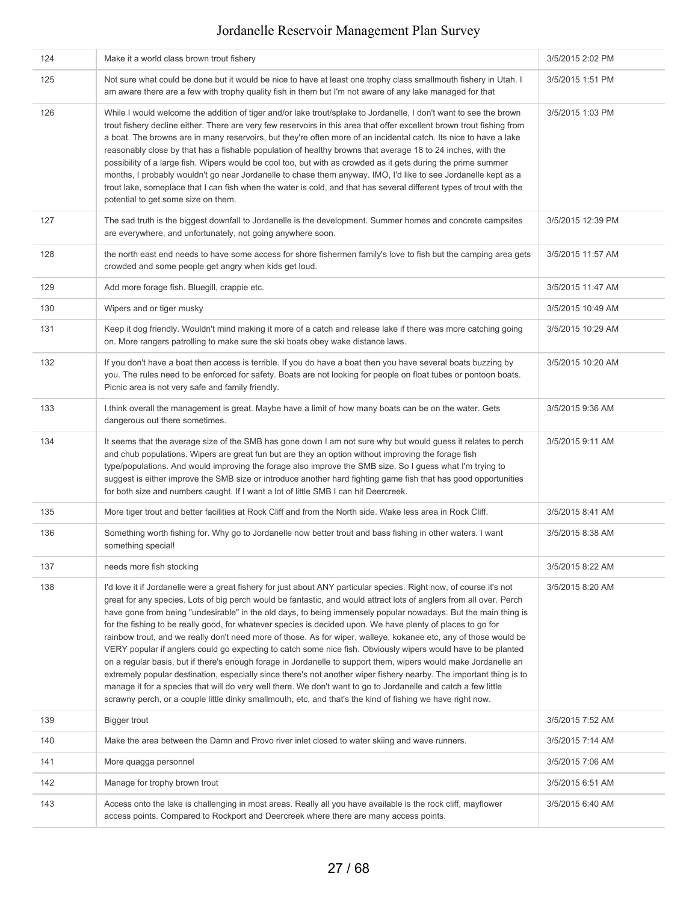| | | |
|---|---|---|
| 124 | Make it a world class brown trout fishery | 3/5/2015 2:02 PM |
| 125 | Not sure what could be done but it would be nice to have at least one trophy class smallmouth fishery in Utah. I am aware there are a few with trophy quality fish in them but I'm not aware of any lake managed for that | 3/5/2015 1:51 PM |
| 126 | While I would welcome the addition of tiger and/or lake trout/splake to Jordanelle, I don't want to see the brown trout fishery decline either. There are very few reservoirs in this area that offer excellent brown trout fishing from a boat. The browns are in many reservoirs, but they're often more of an incidental catch. Its nice to have a lake reasonably close by that has a fishable population of healthy browns that average 18 to 24 inches, with the possibility of a large fish. Wipers would be cool too, but with as crowded as it gets during the prime summer months, I probably wouldn't go near Jordanelle to chase them anyway. IMO, I'd like to see Jordanelle kept as a trout lake, someplace that I can fish when the water is cold, and that has several different types of trout with the potential to get some size on them. | 3/5/2015 1:03 PM |
| 127 | The sad truth is the biggest downfall to Jordanelle is the development. Summer homes and concrete campsites are everywhere, and unfortunately, not going anywhere soon. | 3/5/2015 12:39 PM |
| 128 | the north east end needs to have some access for shore fishermen family's love to fish but the camping area gets crowded and some people get angry when kids get loud. | 3/5/2015 11:57 AM |
| 129 | Add more forage fish. Bluegill, crappie etc. | 3/5/2015 11:47 AM |
| 130 | Wipers and or tiger musky | 3/5/2015 10:49 AM |
| 131 | Keep it dog friendly. Wouldn't mind making it more of a catch and release lake if there was more catching going on. More rangers patrolling to make sure the ski boats obey wake distance laws. | 3/5/2015 10:29 AM |
| 132 | If you don't have a boat then access is terrible. If you do have a boat then you have several boats buzzing by you. The rules need to be enforced for safety. Boats are not looking for people on float tubes or pontoon boats. Picnic area is not very safe and family friendly. | 3/5/2015 10:20 AM |
| 133 | I think overall the management is great. Maybe have a limit of how many boats can be on the water. Gets dangerous out there sometimes. | 3/5/2015 9:36 AM |
| 134 | It seems that the average size of the SMB has gone down I am not sure why but would guess it relates to perch and chub populations. Wipers are great fun but are they an option without improving the forage fish type/populations. And would improving the forage also improve the SMB size. So I guess what I'm trying to suggest is either improve the SMB size or introduce another hard fighting game fish that has good opportunities for both size and numbers caught. If I want a lot of little SMB I can hit Deercreek. | 3/5/2015 9:11 AM |
| 135 | More tiger trout and better facilities at Rock Cliff and from the North side. Wake less area in Rock Cliff. | 3/5/2015 8:41 AM |
| 136 | Something worth fishing for. Why go to Jordanelle now better trout and bass fishing in other waters. I want something special! | 3/5/2015 8:38 AM |
| 137 | needs more fish stocking | 3/5/2015 8:22 AM |
| 138 | I'd love it if Jordanelle were a great fishery for just about ANY particular species. Right now, of course it's not great for any species. Lots of big perch would be fantastic, and would attract lots of anglers from all over. Perch have gone from being "undesirable" in the old days, to being immensely popular nowadays. But the main thing is for the fishing to be really good, for whatever species is decided upon. We have plenty of places to go for rainbow trout, and we really don't need more of those. As for wiper, walleye, kokanee etc, any of those would be VERY popular if anglers could go expecting to catch some nice fish. Obviously wipers would have to be planted on a regular basis, but if there's enough forage in Jordanelle to support them, wipers would make Jordanelle an extremely popular destination, especially since there's not another wiper fishery nearby. The important thing is to manage it for a species that will do very well there. We don't want to go to Jordanelle and catch a few little scrawny perch, or a couple little dinky smallmouth, etc, and that's the kind of fishing we have right now. | 3/5/2015 8:20 AM |
| 139 | Bigger trout | 3/5/2015 7:52 AM |
| 140 | Make the area between the Damn and Provo river inlet closed to water skiing and wave runners. | 3/5/2015 7:14 AM |
| 141 | More quagga personnel | 3/5/2015 7:06 AM |
| 142 | Manage for trophy brown trout | 3/5/2015 6:51 AM |
| 143 | Access onto the lake is challenging in most areas. Really all you have available is the rock cliff, mayflower access points. Compared to Rockport and Deercreek where there are many access points. | 3/5/2015 6:40 AM |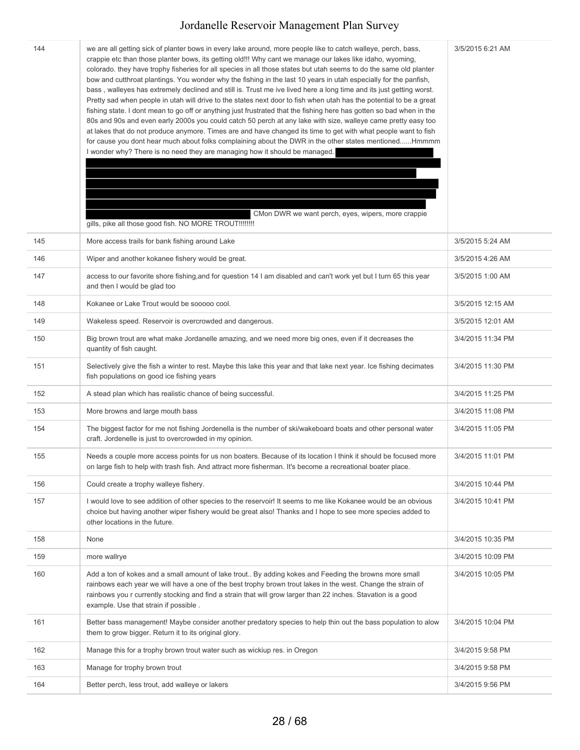| | | |
|---|---|---|
| 144 | we are all getting sick of planter bows in every lake around, more people like to catch walleye, perch, bass, crappie etc than those planter bows, its getting old!!! Why cant we manage our lakes like idaho, wyoming, colorado. they have trophy fisheries for all species in all those states but utah seems to do the same old planter bow and cutthroat plantings. You wonder why the fishing in the last 10 years in utah especially for the panfish, bass , walleyes has extremely declined and still is. Trust me ive lived here a long time and its just getting worst. Pretty sad when people in utah will drive to the states next door to fish when utah has the potential to be a great fishing state. I dont mean to go off or anything just frustrated that the fishing here has gotten so bad when in the 80s and 90s and even early 2000s you could catch 50 perch at any lake with size, walleye came pretty easy too at lakes that do not produce anymore. Times are and have changed its time to get with what people want to fish for cause you dont hear much about folks complaining about the DWR in the other states mentioned......Hmmmm I wonder why? There is no need they are managing how it should be managed. [redacted] CMon DWR we want perch, eyes, wipers, more crappie gills, pike all those good fish. NO MORE TROUT!!!!!!!! | 3/5/2015 6:21 AM |
| 145 | More access trails for bank fishing around Lake | 3/5/2015 5:24 AM |
| 146 | Wiper and another kokanee fishery would be great. | 3/5/2015 4:26 AM |
| 147 | access to our favorite shore fishing,and for question 14 I am disabled and can't work yet but I turn 65 this year and then I would be glad too | 3/5/2015 1:00 AM |
| 148 | Kokanee or Lake Trout would be sooooo cool. | 3/5/2015 12:15 AM |
| 149 | Wakeless speed. Reservoir is overcrowded and dangerous. | 3/5/2015 12:01 AM |
| 150 | Big brown trout are what make Jordanelle amazing, and we need more big ones, even if it decreases the quantity of fish caught. | 3/4/2015 11:34 PM |
| 151 | Selectively give the fish a winter to rest. Maybe this lake this year and that lake next year. Ice fishing decimates fish populations on good ice fishing years | 3/4/2015 11:30 PM |
| 152 | A stead plan which has realistic chance of being successful. | 3/4/2015 11:25 PM |
| 153 | More browns and large mouth bass | 3/4/2015 11:08 PM |
| 154 | The biggest factor for me not fishing Jordenella is the number of ski/wakeboard boats and other personal water craft. Jordenelle is just to overcrowdded in my opinion. | 3/4/2015 11:05 PM |
| 155 | Needs a couple more access points for us non boaters. Because of its location I think it should be focused more on large fish to help with trash fish. And attract more fisherman. It's become a recreational boater place. | 3/4/2015 11:01 PM |
| 156 | Could create a trophy walleye fishery. | 3/4/2015 10:44 PM |
| 157 | I would love to see addition of other species to the reservoir! It seems to me like Kokanee would be an obvious choice but having another wiper fishery would be great also! Thanks and I hope to see more species added to other locations in the future. | 3/4/2015 10:41 PM |
| 158 | None | 3/4/2015 10:35 PM |
| 159 | more wallrye | 3/4/2015 10:09 PM |
| 160 | Add a ton of kokes and a small amount of lake trout.. By adding kokes and Feeding the browns more small rainbows each year we will have a one of the best trophy brown trout lakes in the west. Change the strain of rainbows you r currently stocking and find a strain that will grow larger than 22 inches. Stavation is a good example. Use that strain if possible . | 3/4/2015 10:05 PM |
| 161 | Better bass management! Maybe consider another predatory species to help thin out the bass population to alow them to grow bigger. Return it to its original glory. | 3/4/2015 10:04 PM |
| 162 | Manage this for a trophy brown trout water such as wickiup res. in Oregon | 3/4/2015 9:58 PM |
| 163 | Manage for trophy brown trout | 3/4/2015 9:58 PM |
| 164 | Better perch, less trout, add walleye or lakers | 3/4/2015 9:56 PM |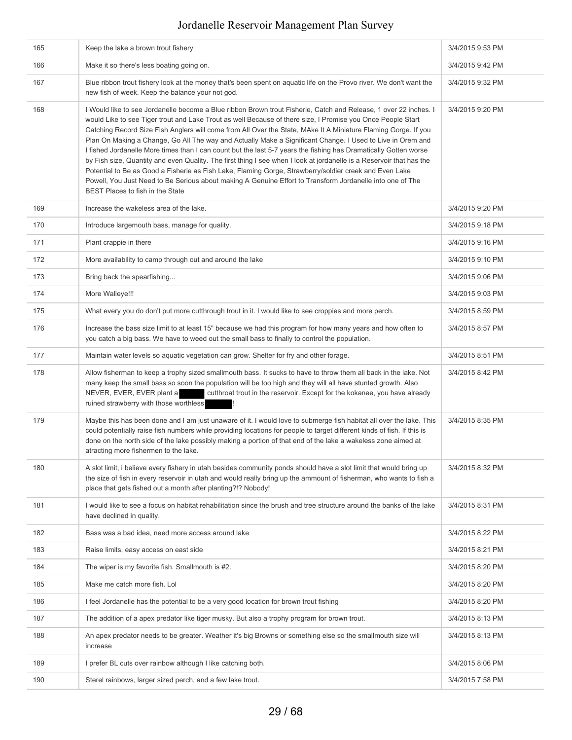| | | |
|---|---|---|
| 165 | Keep the lake a brown trout fishery | 3/4/2015 9:53 PM |
| 166 | Make it so there's less boating going on. | 3/4/2015 9:42 PM |
| 167 | Blue ribbon trout fishery look at the money that's been spent on aquatic life on the Provo river. We don't want the new fish of week. Keep the balance your not god. | 3/4/2015 9:32 PM |
| 168 | I Would like to see Jordanelle become a Blue ribbon Brown trout Fisherie, Catch and Release, 1 over 22 inches. I would Like to see Tiger trout and Lake Trout as well Because of there size, I Promise you Once People Start Catching Record Size Fish Anglers will come from All Over the State, MAke It A Miniature Flaming Gorge. If you Plan On Making a Change, Go All The way and Actually Make a Significant Change. I Used to Live in Orem and I fished Jordanelle More times than I can count but the last 5-7 years the fishing has Dramatically Gotten worse by Fish size, Quantity and even Quality. The first thing I see when I look at jordanelle is a Reservoir that has the Potential to Be as Good a Fisherie as Fish Lake, Flaming Gorge, Strawberry/soldier creek and Even Lake Powell, You Just Need to Be Serious about making A Genuine Effort to Transform Jordanelle into one of The BEST Places to fish in the State | 3/4/2015 9:20 PM |
| 169 | Increase the wakeless area of the lake. | 3/4/2015 9:20 PM |
| 170 | Introduce largemouth bass, manage for quality. | 3/4/2015 9:18 PM |
| 171 | Plant crappie in there | 3/4/2015 9:16 PM |
| 172 | More availability to camp through out and around the lake | 3/4/2015 9:10 PM |
| 173 | Bring back the spearfishing... | 3/4/2015 9:06 PM |
| 174 | More Walleye!!! | 3/4/2015 9:03 PM |
| 175 | What every you do don't put more cutthrough trout in it. I would like to see croppies and more perch. | 3/4/2015 8:59 PM |
| 176 | Increase the bass size limit to at least 15" because we had this program for how many years and how often to you catch a big bass. We have to weed out the small bass to finally to control the population. | 3/4/2015 8:57 PM |
| 177 | Maintain water levels so aquatic vegetation can grow. Shelter for fry and other forage. | 3/4/2015 8:51 PM |
| 178 | Allow fisherman to keep a trophy sized smallmouth bass. It sucks to have to throw them all back in the lake. Not many keep the small bass so soon the population will be too high and they will all have stunted growth. Also NEVER, EVER, EVER plant a ████ cutthroat trout in the reservoir. Except for the kokanee, you have already ruined strawberry with those worthless ████! | 3/4/2015 8:42 PM |
| 179 | Maybe this has been done and I am just unaware of it. I would love to submerge fish habitat all over the lake. This could potentially raise fish numbers while providing locations for people to target different kinds of fish. If this is done on the north side of the lake possibly making a portion of that end of the lake a wakeless zone aimed at atracting more fishermen to the lake. | 3/4/2015 8:35 PM |
| 180 | A slot limit, i believe every fishery in utah besides community ponds should have a slot limit that would bring up the size of fish in every reservoir in utah and would really bring up the ammount of fisherman, who wants to fish a place that gets fished out a month after planting?!? Nobody! | 3/4/2015 8:32 PM |
| 181 | I would like to see a focus on habitat rehabilitation since the brush and tree structure around the banks of the lake have declined in quality. | 3/4/2015 8:31 PM |
| 182 | Bass was a bad idea, need more access around lake | 3/4/2015 8:22 PM |
| 183 | Raise limits, easy access on east side | 3/4/2015 8:21 PM |
| 184 | The wiper is my favorite fish. Smallmouth is #2. | 3/4/2015 8:20 PM |
| 185 | Make me catch more fish. Lol | 3/4/2015 8:20 PM |
| 186 | I feel Jordanelle has the potential to be a very good location for brown trout fishing | 3/4/2015 8:20 PM |
| 187 | The addition of a apex predator like tiger musky. But also a trophy program for brown trout. | 3/4/2015 8:13 PM |
| 188 | An apex predator needs to be greater. Weather it's big Browns or something else so the smallmouth size will increase | 3/4/2015 8:13 PM |
| 189 | I prefer BL cuts over rainbow although I like catching both. | 3/4/2015 8:06 PM |
| 190 | Sterel rainbows, larger sized perch, and a few lake trout. | 3/4/2015 7:58 PM |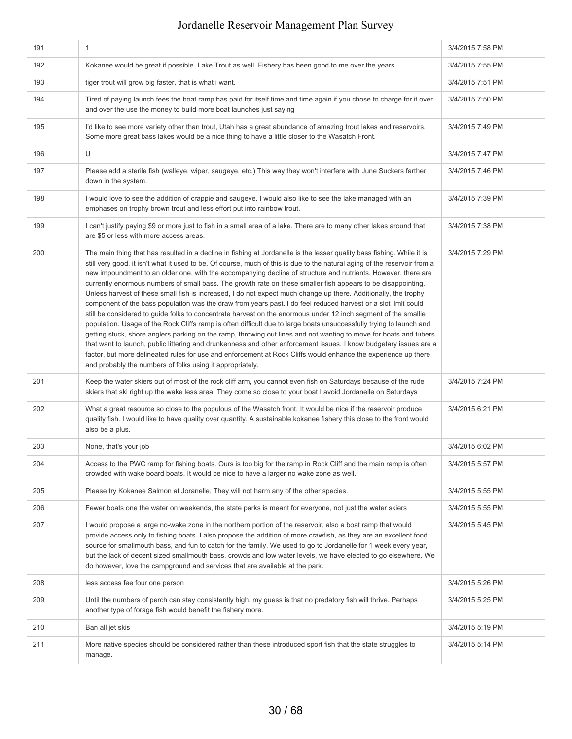| | | |
|---|---|---|
| 191 | 1 | 3/4/2015 7:58 PM |
| 192 | Kokanee would be great if possible. Lake Trout as well. Fishery has been good to me over the years. | 3/4/2015 7:55 PM |
| 193 | tiger trout will grow big faster. that is what i want. | 3/4/2015 7:51 PM |
| 194 | Tired of paying launch fees the boat ramp has paid for itself time and time again if you chose to charge for it over and over the use the money to build more boat launches just saying | 3/4/2015 7:50 PM |
| 195 | I'd like to see more variety other than trout, Utah has a great abundance of amazing trout lakes and reservoirs. Some more great bass lakes would be a nice thing to have a little closer to the Wasatch Front. | 3/4/2015 7:49 PM |
| 196 | U | 3/4/2015 7:47 PM |
| 197 | Please add a sterile fish (walleye, wiper, saugeye, etc.) This way they won't interfere with June Suckers farther down in the system. | 3/4/2015 7:46 PM |
| 198 | I would love to see the addition of crappie and saugeye. I would also like to see the lake managed with an emphases on trophy brown trout and less effort put into rainbow trout. | 3/4/2015 7:39 PM |
| 199 | I can't justify paying $9 or more just to fish in a small area of a lake. There are to many other lakes around that are $5 or less with more access areas. | 3/4/2015 7:38 PM |
| 200 | The main thing that has resulted in a decline in fishing at Jordanelle is the lesser quality bass fishing. While it is still very good, it isn't what it used to be. Of course, much of this is due to the natural aging of the reservoir from a new impoundment to an older one, with the accompanying decline of structure and nutrients. However, there are currently enormous numbers of small bass. The growth rate on these smaller fish appears to be disappointing. Unless harvest of these small fish is increased, I do not expect much change up there. Additionally, the trophy component of the bass population was the draw from years past. I do feel reduced harvest or a slot limit could still be considered to guide folks to concentrate harvest on the enormous under 12 inch segment of the smallie population. Usage of the Rock Cliffs ramp is often difficult due to large boats unsuccessfully trying to launch and getting stuck, shore anglers parking on the ramp, throwing out lines and not wanting to move for boats and tubers that want to launch, public littering and drunkenness and other enforcement issues. I know budgetary issues are a factor, but more delineated rules for use and enforcement at Rock Cliffs would enhance the experience up there and probably the numbers of folks using it appropriately. | 3/4/2015 7:29 PM |
| 201 | Keep the water skiers out of most of the rock cliff arm, you cannot even fish on Saturdays because of the rude skiers that ski right up the wake less area. They come so close to your boat I avoid Jordanelle on Saturdays | 3/4/2015 7:24 PM |
| 202 | What a great resource so close to the populous of the Wasatch front. It would be nice if the reservoir produce quality fish. I would like to have quality over quantity. A sustainable kokanee fishery this close to the front would also be a plus. | 3/4/2015 6:21 PM |
| 203 | None, that's your job | 3/4/2015 6:02 PM |
| 204 | Access to the PWC ramp for fishing boats. Ours is too big for the ramp in Rock Cliff and the main ramp is often crowded with wake board boats. It would be nice to have a larger no wake zone as well. | 3/4/2015 5:57 PM |
| 205 | Please try Kokanee Salmon at Joranelle, They will not harm any of the other species. | 3/4/2015 5:55 PM |
| 206 | Fewer boats one the water on weekends, the state parks is meant for everyone, not just the water skiers | 3/4/2015 5:55 PM |
| 207 | I would propose a large no-wake zone in the northern portion of the reservoir, also a boat ramp that would provide access only to fishing boats. I also propose the addition of more crawfish, as they are an excellent food source for smallmouth bass, and fun to catch for the family. We used to go to Jordanelle for 1 week every year, but the lack of decent sized smallmouth bass, crowds and low water levels, we have elected to go elsewhere. We do however, love the campground and services that are available at the park. | 3/4/2015 5:45 PM |
| 208 | less access fee four one person | 3/4/2015 5:26 PM |
| 209 | Until the numbers of perch can stay consistently high, my guess is that no predatory fish will thrive. Perhaps another type of forage fish would benefit the fishery more. | 3/4/2015 5:25 PM |
| 210 | Ban all jet skis | 3/4/2015 5:19 PM |
| 211 | More native species should be considered rather than these introduced sport fish that the state struggles to manage. | 3/4/2015 5:14 PM |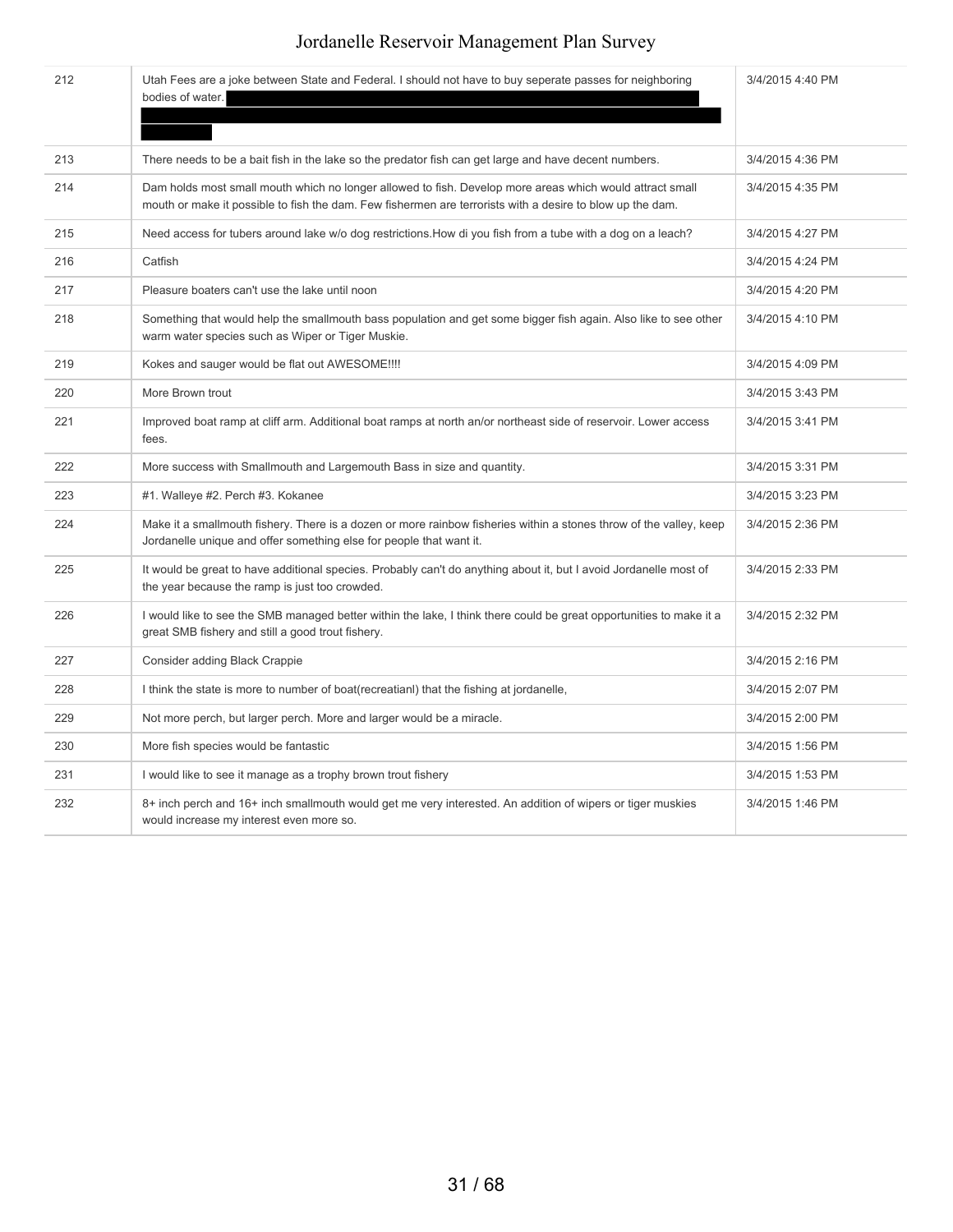| | | |
|---|---|---|
| 212 | Utah Fees are a joke between State and Federal. I should not have to buy seperate passes for neighboring bodies of water. | 3/4/2015 4:40 PM |
| 213 | There needs to be a bait fish in the lake so the predator fish can get large and have decent numbers. | 3/4/2015 4:36 PM |
| 214 | Dam holds most small mouth which no longer allowed to fish. Develop more areas which would attract small mouth or make it possible to fish the dam. Few fishermen are terrorists with a desire to blow up the dam. | 3/4/2015 4:35 PM |
| 215 | Need access for tubers around lake w/o dog restrictions.How di you fish from a tube with a dog on a leach? | 3/4/2015 4:27 PM |
| 216 | Catfish | 3/4/2015 4:24 PM |
| 217 | Pleasure boaters can't use the lake until noon | 3/4/2015 4:20 PM |
| 218 | Something that would help the smallmouth bass population and get some bigger fish again. Also like to see other warm water species such as Wiper or Tiger Muskie. | 3/4/2015 4:10 PM |
| 219 | Kokes and sauger would be flat out AWESOME!!!! | 3/4/2015 4:09 PM |
| 220 | More Brown trout | 3/4/2015 3:43 PM |
| 221 | Improved boat ramp at cliff arm. Additional boat ramps at north an/or northeast side of reservoir. Lower access fees. | 3/4/2015 3:41 PM |
| 222 | More success with Smallmouth and Largemouth Bass in size and quantity. | 3/4/2015 3:31 PM |
| 223 | #1. Walleye #2. Perch #3. Kokanee | 3/4/2015 3:23 PM |
| 224 | Make it a smallmouth fishery. There is a dozen or more rainbow fisheries within a stones throw of the valley, keep Jordanelle unique and offer something else for people that want it. | 3/4/2015 2:36 PM |
| 225 | It would be great to have additional species. Probably can't do anything about it, but I avoid Jordanelle most of the year because the ramp is just too crowded. | 3/4/2015 2:33 PM |
| 226 | I would like to see the SMB managed better within the lake, I think there could be great opportunities to make it a great SMB fishery and still a good trout fishery. | 3/4/2015 2:32 PM |
| 227 | Consider adding Black Crappie | 3/4/2015 2:16 PM |
| 228 | I think the state is more to number of boat(recreatianl) that the fishing at jordanelle, | 3/4/2015 2:07 PM |
| 229 | Not more perch, but larger perch. More and larger would be a miracle. | 3/4/2015 2:00 PM |
| 230 | More fish species would be fantastic | 3/4/2015 1:56 PM |
| 231 | I would like to see it manage as a trophy brown trout fishery | 3/4/2015 1:53 PM |
| 232 | 8+ inch perch and 16+ inch smallmouth would get me very interested. An addition of wipers or tiger muskies would increase my interest even more so. | 3/4/2015 1:46 PM |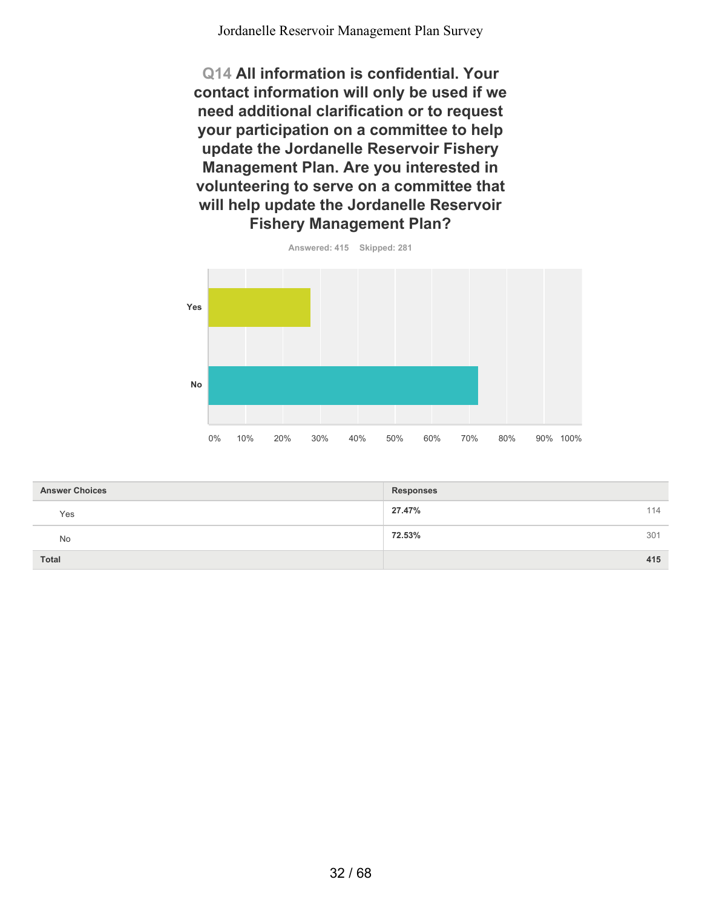## Q14 All information is confidential. Your contact information will only be used if we need additional clarification or to request your participation on a committee to help update the Jordanelle Reservoir Fishery Management Plan. Are you interested in volunteering to serve on a committee that will help update the Jordanelle Reservoir Fishery Management Plan?

Answered: 415 Skipped: 281

| Answer Choices | Responses | |
|---|---|---|
| Yes | 27.47% | 114 |
| No | 72.53% | 301 |
| **Total** | | **415** |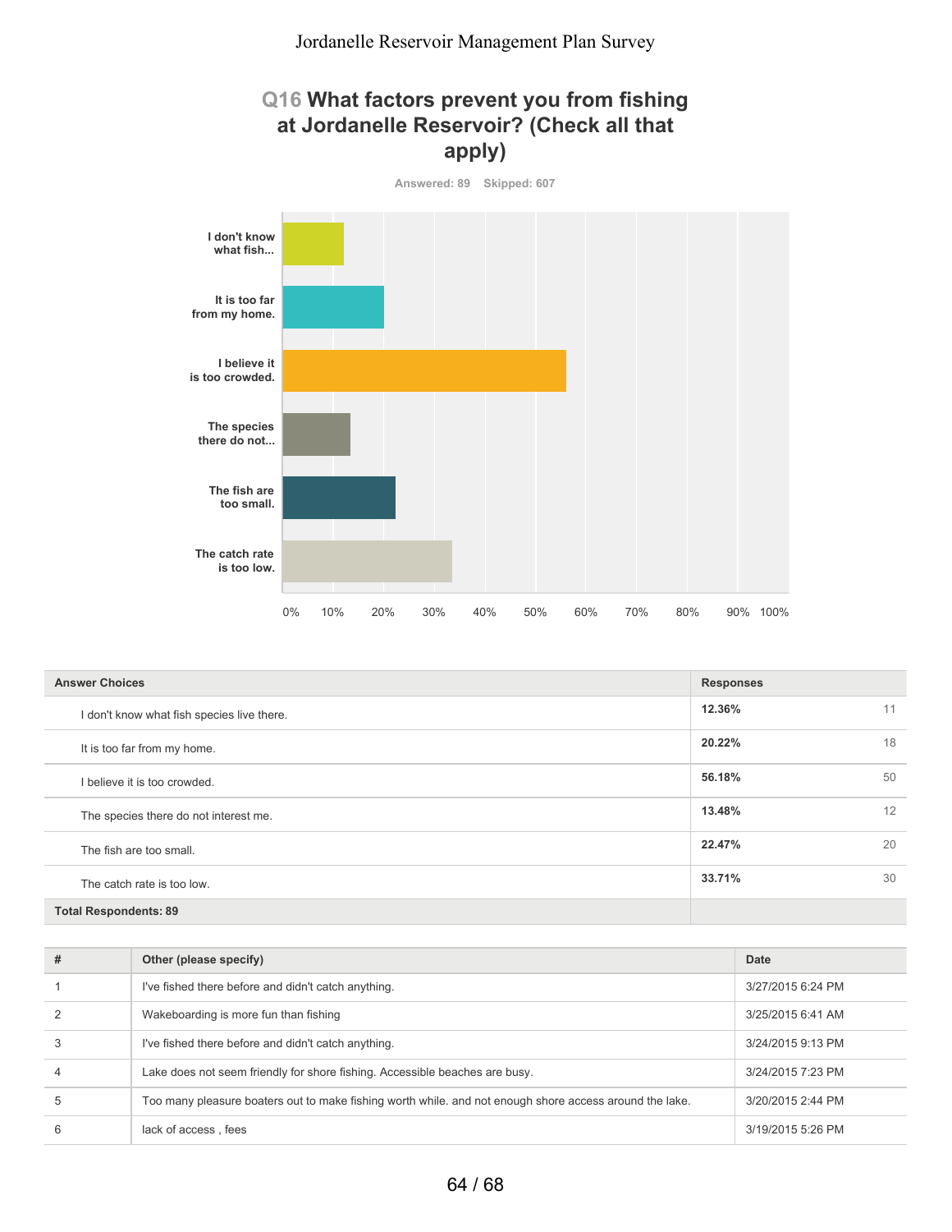## Q16 What factors prevent you from fishing at Jordanelle Reservoir? (Check all that apply)

Answered: 89 Skipped: 607

| Answer Choices | Responses | |
|---|---|---|
| I don't know what fish species live there. | 12.36% | 11 |
| It is too far from my home. | 20.22% | 18 |
| I believe it is too crowded. | 56.18% | 50 |
| The species there do not interest me. | 13.48% | 12 |
| The fish are too small. | 22.47% | 20 |
| The catch rate is too low. | 33.71% | 30 |
| **Total Respondents: 89** | | |

| # | Other (please specify) | Date |
|---|---|---|
| 1 | I've fished there before and didn't catch anything. | 3/27/2015 6:24 PM |
| 2 | Wakeboarding is more fun than fishing | 3/25/2015 6:41 AM |
| 3 | I've fished there before and didn't catch anything. | 3/24/2015 9:13 PM |
| 4 | Lake does not seem friendly for shore fishing. Accessible beaches are busy. | 3/24/2015 7:23 PM |
| 5 | Too many pleasure boaters out to make fishing worth while. and not enough shore access around the lake. | 3/20/2015 2:44 PM |
| 6 | lack of access , fees | 3/19/2015 5:26 PM |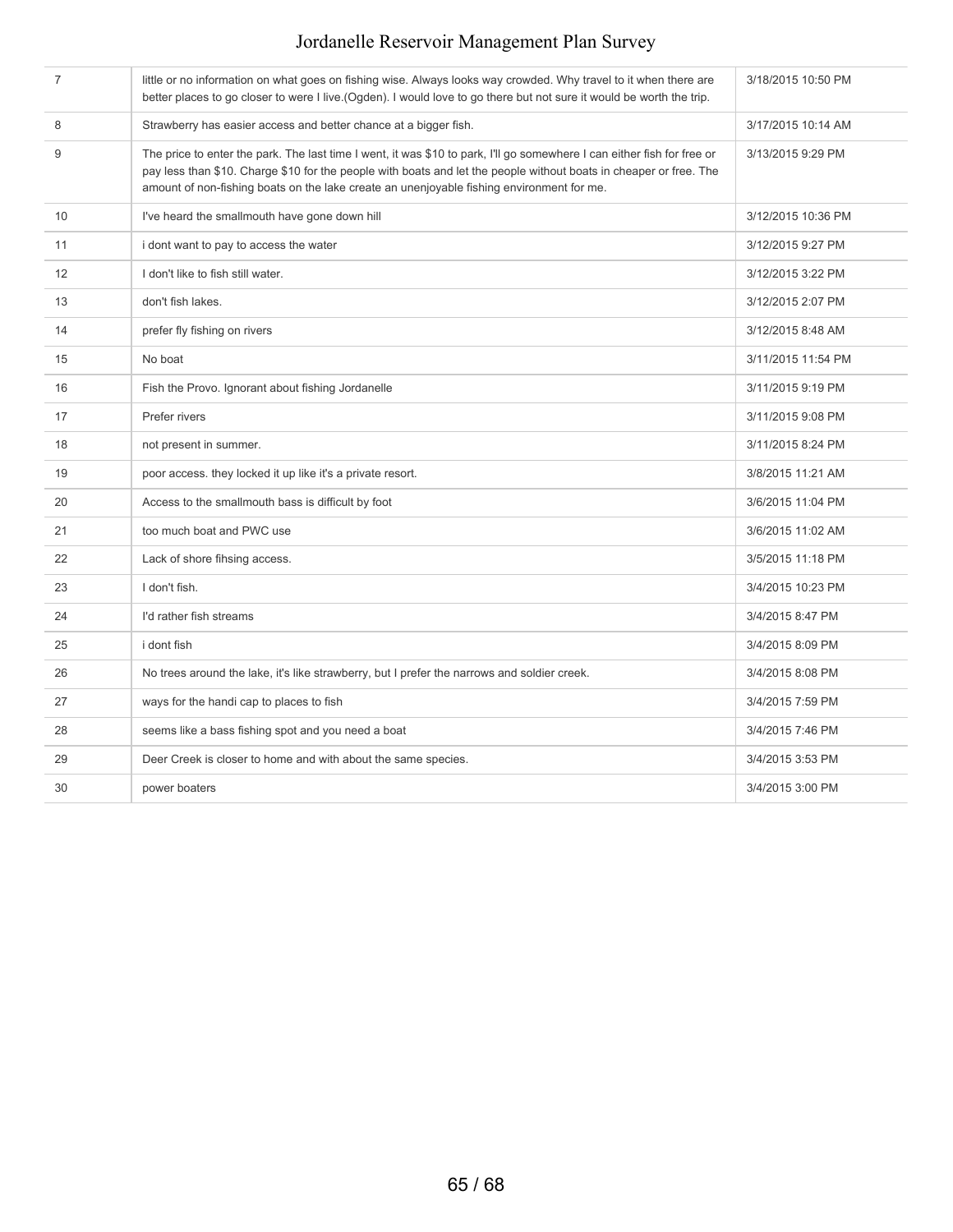| | | |
|---|---|---|
| 7 | little or no information on what goes on fishing wise. Always looks way crowded. Why travel to it when there are better places to go closer to were I live.(Ogden). I would love to go there but not sure it would be worth the trip. | 3/18/2015 10:50 PM |
| 8 | Strawberry has easier access and better chance at a bigger fish. | 3/17/2015 10:14 AM |
| 9 | The price to enter the park. The last time I went, it was $10 to park, I'll go somewhere I can either fish for free or pay less than $10. Charge $10 for the people with boats and let the people without boats in cheaper or free. The amount of non-fishing boats on the lake create an unenjoyable fishing environment for me. | 3/13/2015 9:29 PM |
| 10 | I've heard the smallmouth have gone down hill | 3/12/2015 10:36 PM |
| 11 | i dont want to pay to access the water | 3/12/2015 9:27 PM |
| 12 | I don't like to fish still water. | 3/12/2015 3:22 PM |
| 13 | don't fish lakes. | 3/12/2015 2:07 PM |
| 14 | prefer fly fishing on rivers | 3/12/2015 8:48 AM |
| 15 | No boat | 3/11/2015 11:54 PM |
| 16 | Fish the Provo. Ignorant about fishing Jordanelle | 3/11/2015 9:19 PM |
| 17 | Prefer rivers | 3/11/2015 9:08 PM |
| 18 | not present in summer. | 3/11/2015 8:24 PM |
| 19 | poor access. they locked it up like it's a private resort. | 3/8/2015 11:21 AM |
| 20 | Access to the smallmouth bass is difficult by foot | 3/6/2015 11:04 PM |
| 21 | too much boat and PWC use | 3/6/2015 11:02 AM |
| 22 | Lack of shore fihsing access. | 3/5/2015 11:18 PM |
| 23 | I don't fish. | 3/4/2015 10:23 PM |
| 24 | I'd rather fish streams | 3/4/2015 8:47 PM |
| 25 | i dont fish | 3/4/2015 8:09 PM |
| 26 | No trees around the lake, it's like strawberry, but I prefer the narrows and soldier creek. | 3/4/2015 8:08 PM |
| 27 | ways for the handi cap to places to fish | 3/4/2015 7:59 PM |
| 28 | seems like a bass fishing spot and you need a boat | 3/4/2015 7:46 PM |
| 29 | Deer Creek is closer to home and with about the same species. | 3/4/2015 3:53 PM |
| 30 | power boaters | 3/4/2015 3:00 PM |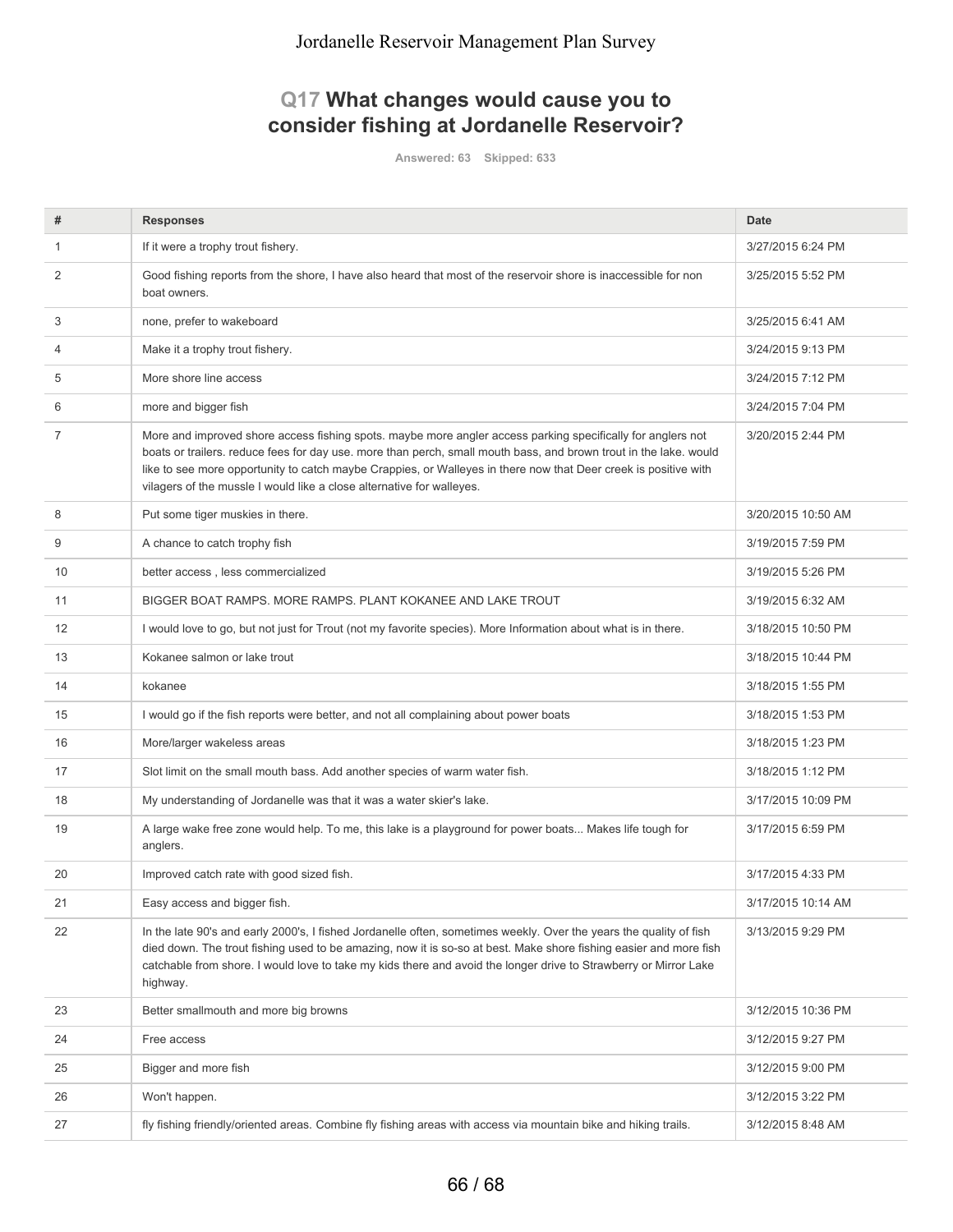## Q17 What changes would cause you to consider fishing at Jordanelle Reservoir?

Answered: 63 Skipped: 633

| # | Responses | Date |
|---|---|---|
| 1 | If it were a trophy trout fishery. | 3/27/2015 6:24 PM |
| 2 | Good fishing reports from the shore, I have also heard that most of the reservoir shore is inaccessible for non boat owners. | 3/25/2015 5:52 PM |
| 3 | none, prefer to wakeboard | 3/25/2015 6:41 AM |
| 4 | Make it a trophy trout fishery. | 3/24/2015 9:13 PM |
| 5 | More shore line access | 3/24/2015 7:12 PM |
| 6 | more and bigger fish | 3/24/2015 7:04 PM |
| 7 | More and improved shore access fishing spots. maybe more angler access parking specifically for anglers not boats or trailers. reduce fees for day use. more than perch, small mouth bass, and brown trout in the lake. would like to see more opportunity to catch maybe Crappies, or Walleyes in there now that Deer creek is positive with vilagers of the mussle I would like a close alternative for walleyes. | 3/20/2015 2:44 PM |
| 8 | Put some tiger muskies in there. | 3/20/2015 10:50 AM |
| 9 | A chance to catch trophy fish | 3/19/2015 7:59 PM |
| 10 | better access , less commercialized | 3/19/2015 5:26 PM |
| 11 | BIGGER BOAT RAMPS. MORE RAMPS. PLANT KOKANEE AND LAKE TROUT | 3/19/2015 6:32 AM |
| 12 | I would love to go, but not just for Trout (not my favorite species). More Information about what is in there. | 3/18/2015 10:50 PM |
| 13 | Kokanee salmon or lake trout | 3/18/2015 10:44 PM |
| 14 | kokanee | 3/18/2015 1:55 PM |
| 15 | I would go if the fish reports were better, and not all complaining about power boats | 3/18/2015 1:53 PM |
| 16 | More/larger wakeless areas | 3/18/2015 1:23 PM |
| 17 | Slot limit on the small mouth bass. Add another species of warm water fish. | 3/18/2015 1:12 PM |
| 18 | My understanding of Jordanelle was that it was a water skier's lake. | 3/17/2015 10:09 PM |
| 19 | A large wake free zone would help. To me, this lake is a playground for power boats... Makes life tough for anglers. | 3/17/2015 6:59 PM |
| 20 | Improved catch rate with good sized fish. | 3/17/2015 4:33 PM |
| 21 | Easy access and bigger fish. | 3/17/2015 10:14 AM |
| 22 | In the late 90's and early 2000's, I fished Jordanelle often, sometimes weekly. Over the years the quality of fish died down. The trout fishing used to be amazing, now it is so-so at best. Make shore fishing easier and more fish catchable from shore. I would love to take my kids there and avoid the longer drive to Strawberry or Mirror Lake highway. | 3/13/2015 9:29 PM |
| 23 | Better smallmouth and more big browns | 3/12/2015 10:36 PM |
| 24 | Free access | 3/12/2015 9:27 PM |
| 25 | Bigger and more fish | 3/12/2015 9:00 PM |
| 26 | Won't happen. | 3/12/2015 3:22 PM |
| 27 | fly fishing friendly/oriented areas. Combine fly fishing areas with access via mountain bike and hiking trails. | 3/12/2015 8:48 AM |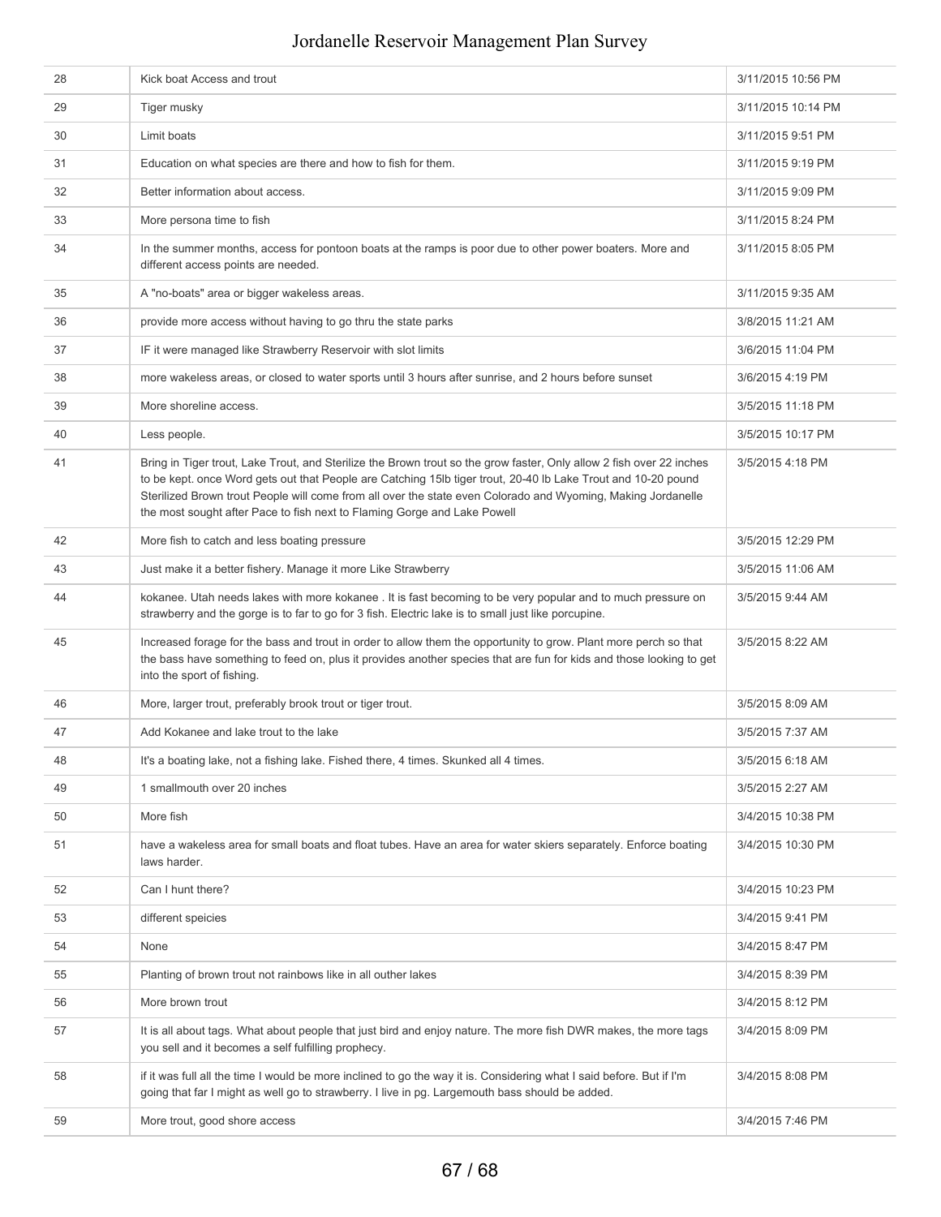| | | |
|---|---|---|
| 28 | Kick boat Access and trout | 3/11/2015 10:56 PM |
| 29 | Tiger musky | 3/11/2015 10:14 PM |
| 30 | Limit boats | 3/11/2015 9:51 PM |
| 31 | Education on what species are there and how to fish for them. | 3/11/2015 9:19 PM |
| 32 | Better information about access. | 3/11/2015 9:09 PM |
| 33 | More persona time to fish | 3/11/2015 8:24 PM |
| 34 | In the summer months, access for pontoon boats at the ramps is poor due to other power boaters. More and different access points are needed. | 3/11/2015 8:05 PM |
| 35 | A "no-boats" area or bigger wakeless areas. | 3/11/2015 9:35 AM |
| 36 | provide more access without having to go thru the state parks | 3/8/2015 11:21 AM |
| 37 | IF it were managed like Strawberry Reservoir with slot limits | 3/6/2015 11:04 PM |
| 38 | more wakeless areas, or closed to water sports until 3 hours after sunrise, and 2 hours before sunset | 3/6/2015 4:19 PM |
| 39 | More shoreline access. | 3/5/2015 11:18 PM |
| 40 | Less people. | 3/5/2015 10:17 PM |
| 41 | Bring in Tiger trout, Lake Trout, and Sterilize the Brown trout so the grow faster, Only allow 2 fish over 22 inches to be kept. once Word gets out that People are Catching 15lb tiger trout, 20-40 lb Lake Trout and 10-20 pound Sterilized Brown trout People will come from all over the state even Colorado and Wyoming, Making Jordanelle the most sought after Pace to fish next to Flaming Gorge and Lake Powell | 3/5/2015 4:18 PM |
| 42 | More fish to catch and less boating pressure | 3/5/2015 12:29 PM |
| 43 | Just make it a better fishery. Manage it more Like Strawberry | 3/5/2015 11:06 AM |
| 44 | kokanee. Utah needs lakes with more kokanee . It is fast becoming to be very popular and to much pressure on strawberry and the gorge is to far to go for 3 fish. Electric lake is to small just like porcupine. | 3/5/2015 9:44 AM |
| 45 | Increased forage for the bass and trout in order to allow them the opportunity to grow. Plant more perch so that the bass have something to feed on, plus it provides another species that are fun for kids and those looking to get into the sport of fishing. | 3/5/2015 8:22 AM |
| 46 | More, larger trout, preferably brook trout or tiger trout. | 3/5/2015 8:09 AM |
| 47 | Add Kokanee and lake trout to the lake | 3/5/2015 7:37 AM |
| 48 | It's a boating lake, not a fishing lake. Fished there, 4 times. Skunked all 4 times. | 3/5/2015 6:18 AM |
| 49 | 1 smallmouth over 20 inches | 3/5/2015 2:27 AM |
| 50 | More fish | 3/4/2015 10:38 PM |
| 51 | have a wakeless area for small boats and float tubes. Have an area for water skiers separately. Enforce boating laws harder. | 3/4/2015 10:30 PM |
| 52 | Can I hunt there? | 3/4/2015 10:23 PM |
| 53 | different speicies | 3/4/2015 9:41 PM |
| 54 | None | 3/4/2015 8:47 PM |
| 55 | Planting of brown trout not rainbows like in all outher lakes | 3/4/2015 8:39 PM |
| 56 | More brown trout | 3/4/2015 8:12 PM |
| 57 | It is all about tags. What about people that just bird and enjoy nature. The more fish DWR makes, the more tags you sell and it becomes a self fulfilling prophecy. | 3/4/2015 8:09 PM |
| 58 | if it was full all the time I would be more inclined to go the way it is. Considering what I said before. But if I'm going that far I might as well go to strawberry. I live in pg. Largemouth bass should be added. | 3/4/2015 8:08 PM |
| 59 | More trout, good shore access | 3/4/2015 7:46 PM |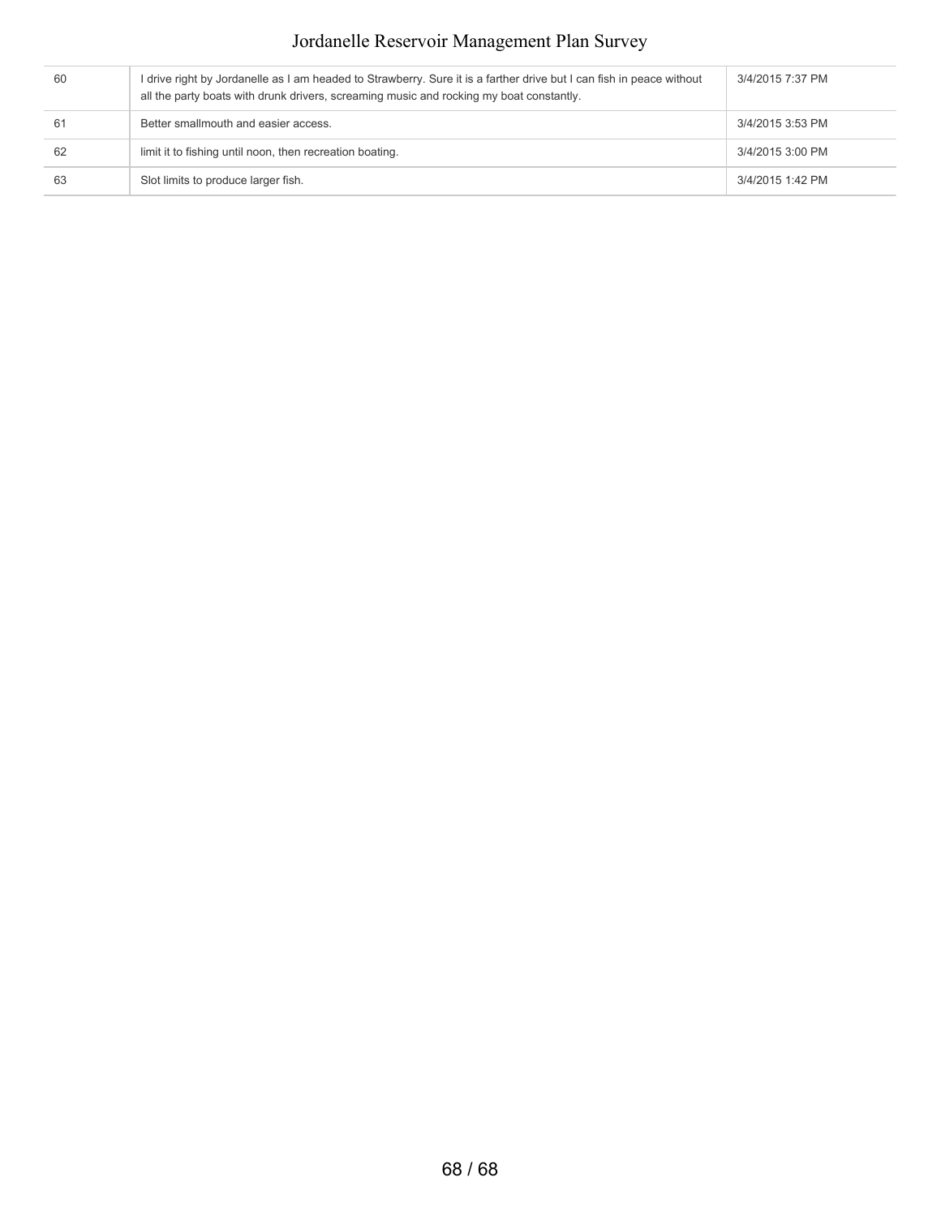| | | |
|---|---|---|
| 60 | I drive right by Jordanelle as I am headed to Strawberry. Sure it is a farther drive but I can fish in peace without all the party boats with drunk drivers, screaming music and rocking my boat constantly. | 3/4/2015 7:37 PM |
| 61 | Better smallmouth and easier access. | 3/4/2015 3:53 PM |
| 62 | limit it to fishing until noon, then recreation boating. | 3/4/2015 3:00 PM |
| 63 | Slot limits to produce larger fish. | 3/4/2015 1:42 PM |